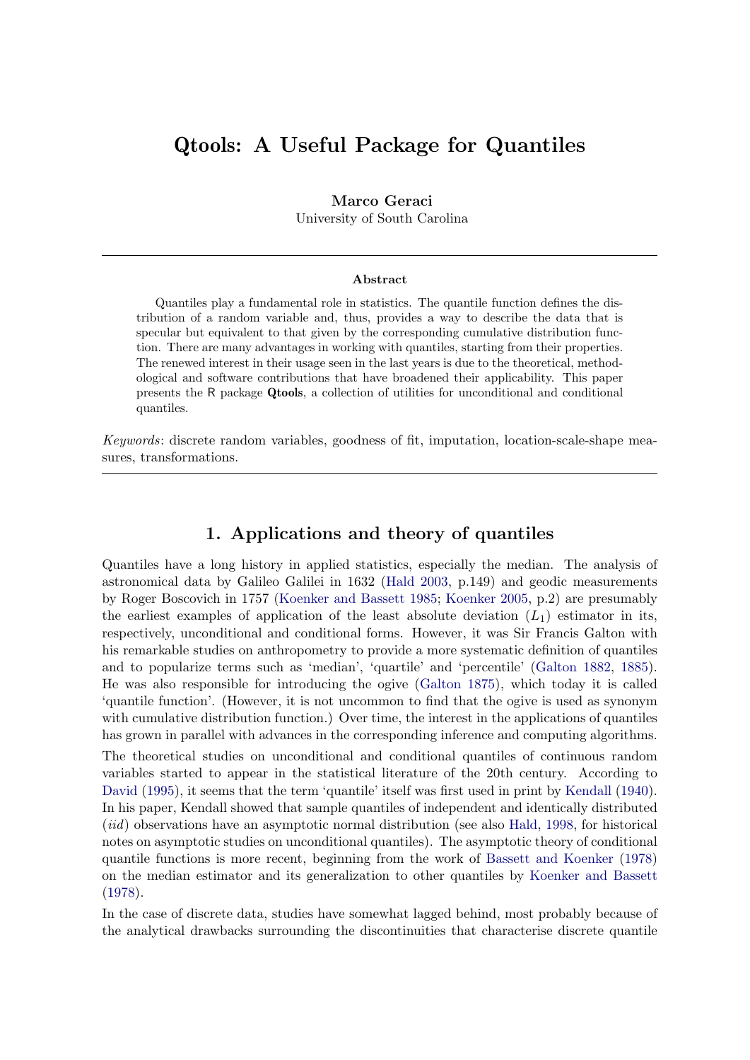# Qtools: A Useful Package for Quantiles

**Marco Geraci**
University of South Carolina

---

**Abstract**

Quantiles play a fundamental role in statistics. The quantile function defines the distribution of a random variable and, thus, provides a way to describe the data that is specular but equivalent to that given by the corresponding cumulative distribution function. There are many advantages in working with quantiles, starting from their properties. The renewed interest in their usage seen in the last years is due to the theoretical, methodological and software contributions that have broadened their applicability. This paper presents the R package **Qtools**, a collection of utilities for unconditional and conditional quantiles.

*Keywords*: discrete random variables, goodness of fit, imputation, location-scale-shape measures, transformations.

---

## 1. Applications and theory of quantiles

Quantiles have a long history in applied statistics, especially the median. The analysis of astronomical data by Galileo Galilei in 1632 (Hald 2003, p.149) and geodic measurements by Roger Boscovich in 1757 (Koenker and Bassett 1985; Koenker 2005, p.2) are presumably the earliest examples of application of the least absolute deviation ($L_1$) estimator in its, respectively, unconditional and conditional forms. However, it was Sir Francis Galton with his remarkable studies on anthropometry to provide a more systematic definition of quantiles and to popularize terms such as 'median', 'quartile' and 'percentile' (Galton 1882, 1885). He was also responsible for introducing the ogive (Galton 1875), which today it is called 'quantile function'. (However, it is not uncommon to find that the ogive is used as synonym with cumulative distribution function.) Over time, the interest in the applications of quantiles has grown in parallel with advances in the corresponding inference and computing algorithms.

The theoretical studies on unconditional and conditional quantiles of continuous random variables started to appear in the statistical literature of the 20th century. According to David (1995), it seems that the term 'quantile' itself was first used in print by Kendall (1940). In his paper, Kendall showed that sample quantiles of independent and identically distributed (*iid*) observations have an asymptotic normal distribution (see also Hald, 1998, for historical notes on asymptotic studies on unconditional quantiles). The asymptotic theory of conditional quantile functions is more recent, beginning from the work of Bassett and Koenker (1978) on the median estimator and its generalization to other quantiles by Koenker and Bassett (1978).

In the case of discrete data, studies have somewhat lagged behind, most probably because of the analytical drawbacks surrounding the discontinuities that characterise discrete quantile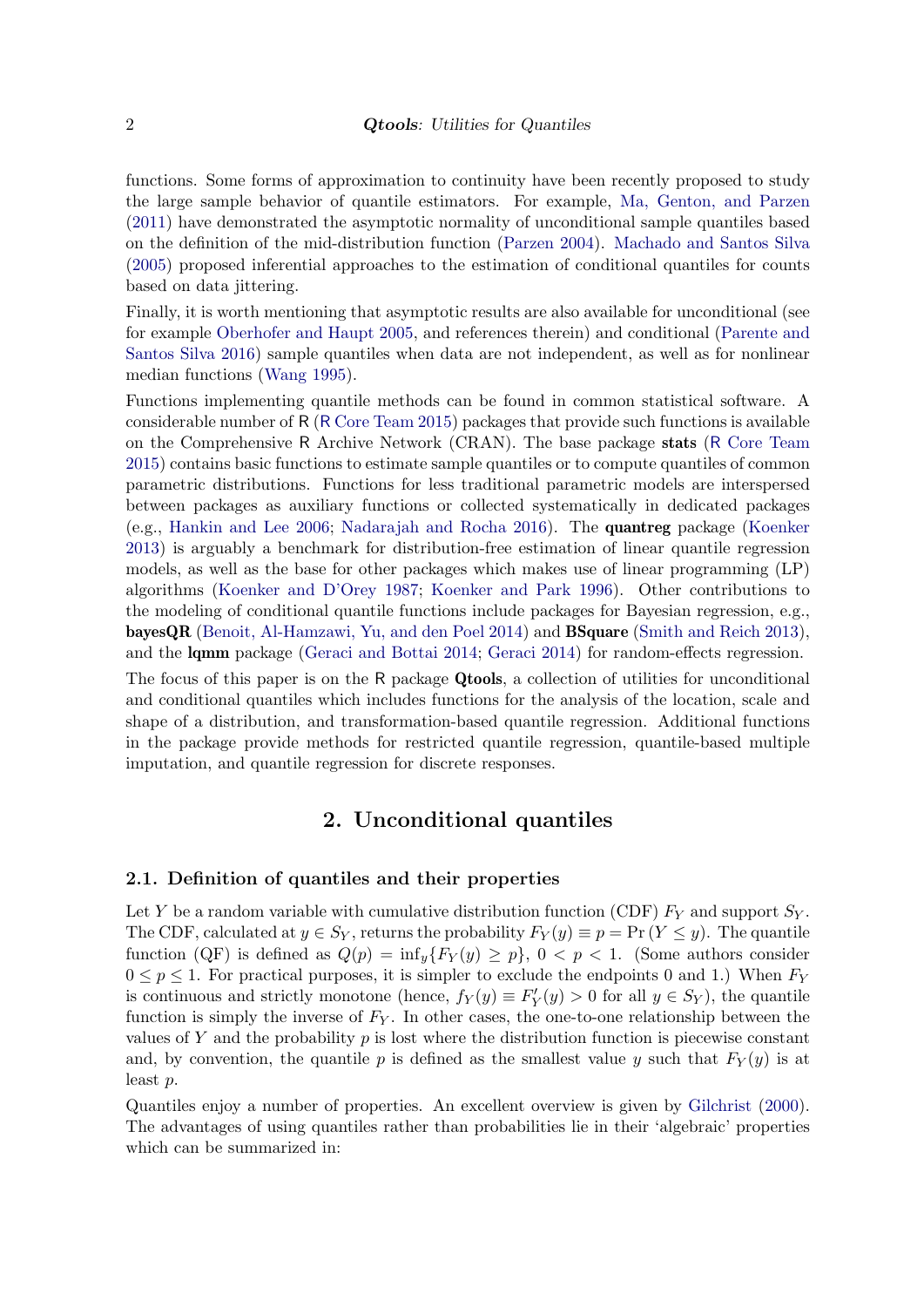functions. Some forms of approximation to continuity have been recently proposed to study the large sample behavior of quantile estimators. For example, Ma, Genton, and Parzen (2011) have demonstrated the asymptotic normality of unconditional sample quantiles based on the definition of the mid-distribution function (Parzen 2004). Machado and Santos Silva (2005) proposed inferential approaches to the estimation of conditional quantiles for counts based on data jittering.

Finally, it is worth mentioning that asymptotic results are also available for unconditional (see for example Oberhofer and Haupt 2005, and references therein) and conditional (Parente and Santos Silva 2016) sample quantiles when data are not independent, as well as for nonlinear median functions (Wang 1995).

Functions implementing quantile methods can be found in common statistical software. A considerable number of R (R Core Team 2015) packages that provide such functions is available on the Comprehensive R Archive Network (CRAN). The base package **stats** (R Core Team 2015) contains basic functions to estimate sample quantiles or to compute quantiles of common parametric distributions. Functions for less traditional parametric models are interspersed between packages as auxiliary functions or collected systematically in dedicated packages (e.g., Hankin and Lee 2006; Nadarajah and Rocha 2016). The **quantreg** package (Koenker 2013) is arguably a benchmark for distribution-free estimation of linear quantile regression models, as well as the base for other packages which makes use of linear programming (LP) algorithms (Koenker and D'Orey 1987; Koenker and Park 1996). Other contributions to the modeling of conditional quantile functions include packages for Bayesian regression, e.g., **bayesQR** (Benoit, Al-Hamzawi, Yu, and den Poel 2014) and **BSquare** (Smith and Reich 2013), and the **lqmm** package (Geraci and Bottai 2014; Geraci 2014) for random-effects regression.

The focus of this paper is on the R package **Qtools**, a collection of utilities for unconditional and conditional quantiles which includes functions for the analysis of the location, scale and shape of a distribution, and transformation-based quantile regression. Additional functions in the package provide methods for restricted quantile regression, quantile-based multiple imputation, and quantile regression for discrete responses.

## 2. Unconditional quantiles

### 2.1. Definition of quantiles and their properties

Let $Y$ be a random variable with cumulative distribution function (CDF) $F_Y$ and support $S_Y$. The CDF, calculated at $y \in S_Y$, returns the probability $F_Y(y) \equiv p = \Pr(Y \leq y)$. The quantile function (QF) is defined as $Q(p) = \inf_y\{F_Y(y) \geq p\}$, $0 < p < 1$. (Some authors consider $0 \leq p \leq 1$. For practical purposes, it is simpler to exclude the endpoints 0 and 1.) When $F_Y$ is continuous and strictly monotone (hence, $f_Y(y) \equiv F'_Y(y) > 0$ for all $y \in S_Y$), the quantile function is simply the inverse of $F_Y$. In other cases, the one-to-one relationship between the values of $Y$ and the probability $p$ is lost where the distribution function is piecewise constant and, by convention, the quantile $p$ is defined as the smallest value $y$ such that $F_Y(y)$ is at least $p$.

Quantiles enjoy a number of properties. An excellent overview is given by Gilchrist (2000). The advantages of using quantiles rather than probabilities lie in their 'algebraic' properties which can be summarized in: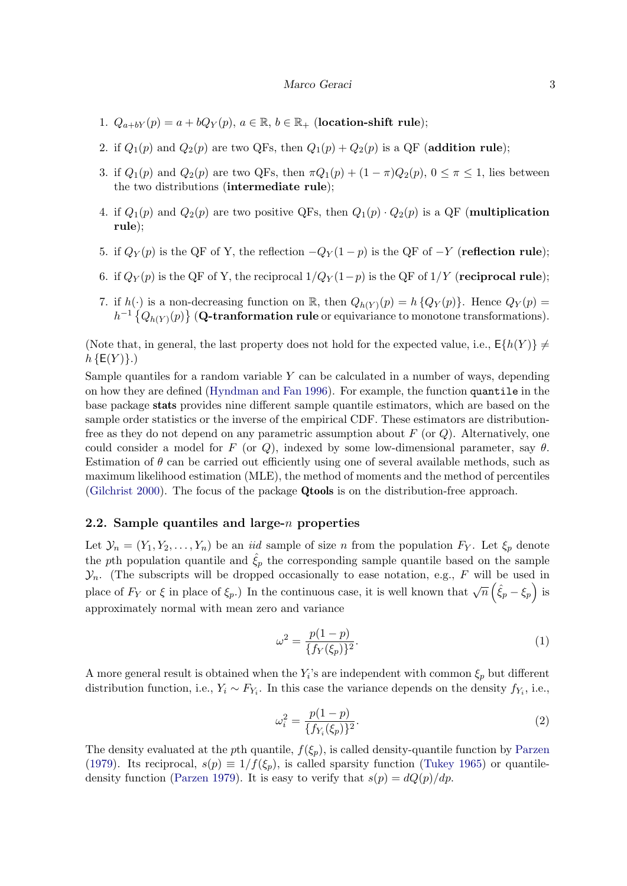1. $Q_{a+bY}(p) = a + bQ_Y(p)$, $a \in \mathbb{R}$, $b \in \mathbb{R}_+$ (**location-shift rule**);

2. if $Q_1(p)$ and $Q_2(p)$ are two QFs, then $Q_1(p) + Q_2(p)$ is a QF (**addition rule**);

3. if $Q_1(p)$ and $Q_2(p)$ are two QFs, then $\pi Q_1(p) + (1-\pi)Q_2(p)$, $0 \leq \pi \leq 1$, lies between the two distributions (**intermediate rule**);

4. if $Q_1(p)$ and $Q_2(p)$ are two positive QFs, then $Q_1(p) \cdot Q_2(p)$ is a QF (**multiplication rule**);

5. if $Q_Y(p)$ is the QF of Y, the reflection $-Q_Y(1-p)$ is the QF of $-Y$ (**reflection rule**);

6. if $Q_Y(p)$ is the QF of Y, the reciprocal $1/Q_Y(1-p)$ is the QF of $1/Y$ (**reciprocal rule**);

7. if $h(\cdot)$ is a non-decreasing function on $\mathbb{R}$, then $Q_{h(Y)}(p) = h\left\{Q_Y(p)\right\}$. Hence $Q_Y(p) = h^{-1}\left\{Q_{h(Y)}(p)\right\}$ (**Q-tranformation rule** or equivariance to monotone transformations).

(Note that, in general, the last property does not hold for the expected value, i.e., $\mathsf{E}\{h(Y)\} \neq h\left\{\mathsf{E}(Y)\right\}$.)

Sample quantiles for a random variable $Y$ can be calculated in a number of ways, depending on how they are defined (Hyndman and Fan 1996). For example, the function `quantile` in the base package **stats** provides nine different sample quantile estimators, which are based on the sample order statistics or the inverse of the empirical CDF. These estimators are distribution-free as they do not depend on any parametric assumption about $F$ (or $Q$). Alternatively, one could consider a model for $F$ (or $Q$), indexed by some low-dimensional parameter, say $\theta$. Estimation of $\theta$ can be carried out efficiently using one of several available methods, such as maximum likelihood estimation (MLE), the method of moments and the method of percentiles (Gilchrist 2000). The focus of the package **Qtools** is on the distribution-free approach.

## 2.2. Sample quantiles and large-$n$ properties

Let $\mathcal{Y}_n = (Y_1, Y_2, \ldots, Y_n)$ be an *iid* sample of size $n$ from the population $F_Y$. Let $\xi_p$ denote the $p$th population quantile and $\hat{\xi}_p$ the corresponding sample quantile based on the sample $\mathcal{Y}_n$. (The subscripts will be dropped occasionally to ease notation, e.g., $F$ will be used in place of $F_Y$ or $\xi$ in place of $\xi_p$.) In the continuous case, it is well known that $\sqrt{n}\left(\hat{\xi}_p - \xi_p\right)$ is approximately normal with mean zero and variance

$$\omega^2 = \frac{p(1-p)}{\{f_Y(\xi_p)\}^2}. \tag{1}$$

A more general result is obtained when the $Y_i$'s are independent with common $\xi_p$ but different distribution function, i.e., $Y_i \sim F_{Y_i}$. In this case the variance depends on the density $f_{Y_i}$, i.e.,

$$\omega_i^2 = \frac{p(1-p)}{\{f_{Y_i}(\xi_p)\}^2}. \tag{2}$$

The density evaluated at the $p$th quantile, $f(\xi_p)$, is called density-quantile function by Parzen (1979). Its reciprocal, $s(p) \equiv 1/f(\xi_p)$, is called sparsity function (Tukey 1965) or quantile-density function (Parzen 1979). It is easy to verify that $s(p) = dQ(p)/dp$.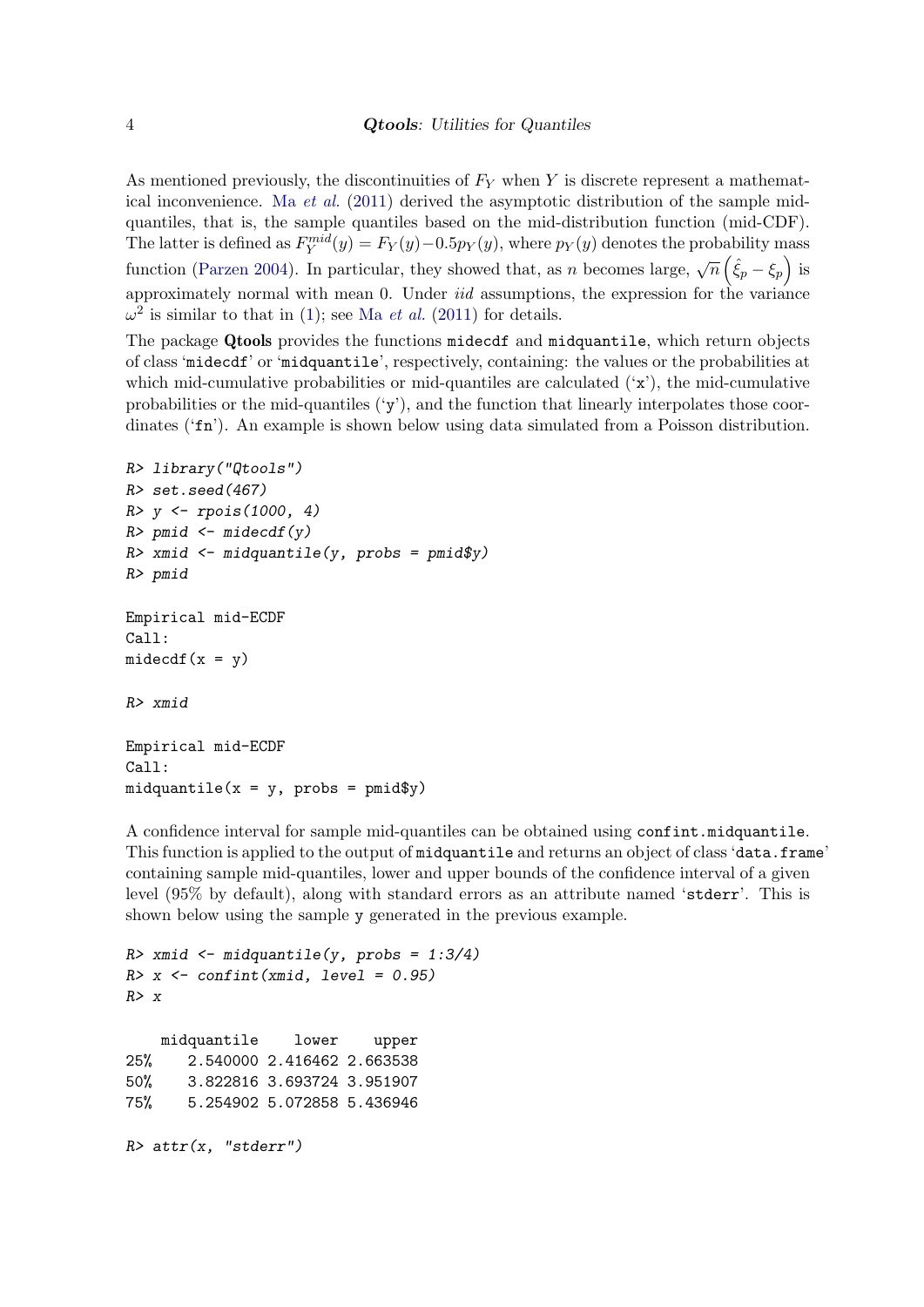As mentioned previously, the discontinuities of $F_Y$ when $Y$ is discrete represent a mathematical inconvenience. Ma *et al.* (2011) derived the asymptotic distribution of the sample mid-quantiles, that is, the sample quantiles based on the mid-distribution function (mid-CDF). The latter is defined as $F_Y^{mid}(y) = F_Y(y) - 0.5 p_Y(y)$, where $p_Y(y)$ denotes the probability mass function (Parzen 2004). In particular, they showed that, as $n$ becomes large, $\sqrt{n}\left(\hat{\xi}_p - \xi_p\right)$ is approximately normal with mean 0. Under *iid* assumptions, the expression for the variance $\omega^2$ is similar to that in (1); see Ma *et al.* (2011) for details.

The package **Qtools** provides the functions `midecdf` and `midquantile`, which return objects of class '`midecdf`' or '`midquantile`', respectively, containing: the values or the probabilities at which mid-cumulative probabilities or mid-quantiles are calculated ('`x`'), the mid-cumulative probabilities or the mid-quantiles ('`y`'), and the function that linearly interpolates those coordinates ('`fn`'). An example is shown below using data simulated from a Poisson distribution.

```
R> library("Qtools")
R> set.seed(467)
R> y <- rpois(1000, 4)
R> pmid <- midecdf(y)
R> xmid <- midquantile(y, probs = pmid$y)
R> pmid

Empirical mid-ECDF
Call:
midecdf(x = y)

R> xmid

Empirical mid-ECDF
Call:
midquantile(x = y, probs = pmid$y)
```

A confidence interval for sample mid-quantiles can be obtained using `confint.midquantile`. This function is applied to the output of `midquantile` and returns an object of class '`data.frame`' containing sample mid-quantiles, lower and upper bounds of the confidence interval of a given level (95% by default), along with standard errors as an attribute named '`stderr`'. This is shown below using the sample `y` generated in the previous example.

```
R> xmid <- midquantile(y, probs = 1:3/4)
R> x <- confint(xmid, level = 0.95)
R> x

    midquantile    lower    upper
25%    2.540000 2.416462 2.663538
50%    3.822816 3.693724 3.951907
75%    5.254902 5.072858 5.436946

R> attr(x, "stderr")
```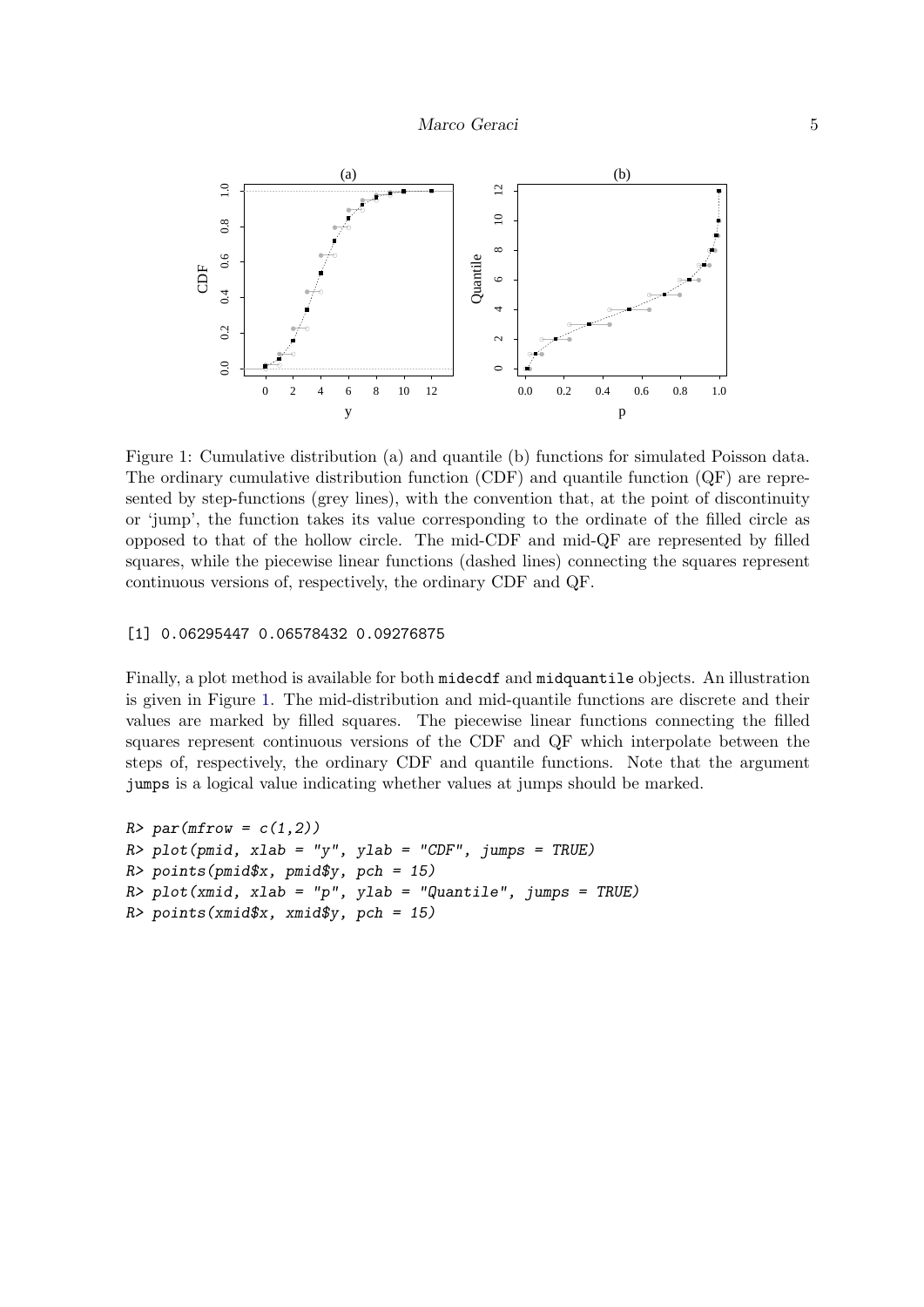Figure 1: Cumulative distribution (a) and quantile (b) functions for simulated Poisson data. The ordinary cumulative distribution function (CDF) and quantile function (QF) are represented by step-functions (grey lines), with the convention that, at the point of discontinuity or 'jump', the function takes its value corresponding to the ordinate of the filled circle as opposed to that of the hollow circle. The mid-CDF and mid-QF are represented by filled squares, while the piecewise linear functions (dashed lines) connecting the squares represent continuous versions of, respectively, the ordinary CDF and QF.

```
[1] 0.06295447 0.06578432 0.09276875
```

Finally, a plot method is available for both `midecdf` and `midquantile` objects. An illustration is given in Figure 1. The mid-distribution and mid-quantile functions are discrete and their values are marked by filled squares. The piecewise linear functions connecting the filled squares represent continuous versions of the CDF and QF which interpolate between the steps of, respectively, the ordinary CDF and quantile functions. Note that the argument `jumps` is a logical value indicating whether values at jumps should be marked.

```
R> par(mfrow = c(1,2))
R> plot(pmid, xlab = "y", ylab = "CDF", jumps = TRUE)
R> points(pmid$x, pmid$y, pch = 15)
R> plot(xmid, xlab = "p", ylab = "Quantile", jumps = TRUE)
R> points(xmid$x, xmid$y, pch = 15)
```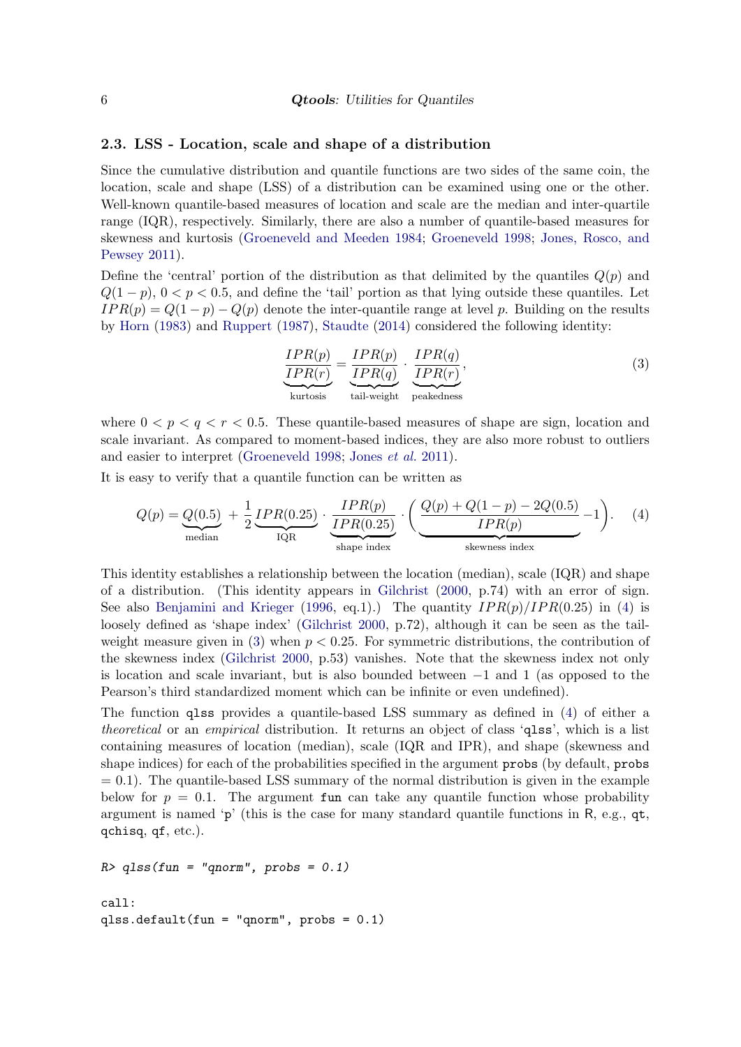### 2.3. LSS - Location, scale and shape of a distribution

Since the cumulative distribution and quantile functions are two sides of the same coin, the location, scale and shape (LSS) of a distribution can be examined using one or the other. Well-known quantile-based measures of location and scale are the median and inter-quartile range (IQR), respectively. Similarly, there are also a number of quantile-based measures for skewness and kurtosis (Groeneveld and Meeden 1984; Groeneveld 1998; Jones, Rosco, and Pewsey 2011).

Define the 'central' portion of the distribution as that delimited by the quantiles $Q(p)$ and $Q(1-p)$, $0 < p < 0.5$, and define the 'tail' portion as that lying outside these quantiles. Let $IPR(p) = Q(1-p) - Q(p)$ denote the inter-quantile range at level $p$. Building on the results by Horn (1983) and Ruppert (1987), Staudte (2014) considered the following identity:

$$\underbrace{\frac{IPR(p)}{IPR(r)}}_{\text{kurtosis}} = \underbrace{\frac{IPR(p)}{IPR(q)}}_{\text{tail-weight}} \cdot \underbrace{\frac{IPR(q)}{IPR(r)}}_{\text{peakedness}}, \tag{3}$$

where $0 < p < q < r < 0.5$. These quantile-based measures of shape are sign, location and scale invariant. As compared to moment-based indices, they are also more robust to outliers and easier to interpret (Groeneveld 1998; Jones *et al.* 2011).

It is easy to verify that a quantile function can be written as

$$Q(p) = \underbrace{Q(0.5)}_{\text{median}} + \frac{1}{2} \underbrace{IPR(0.25)}_{\text{IQR}} \cdot \underbrace{\frac{IPR(p)}{IPR(0.25)}}_{\text{shape index}} \cdot \Bigg( \underbrace{\frac{Q(p) + Q(1-p) - 2Q(0.5)}{IPR(p)}}_{\text{skewness index}} - 1 \Bigg). \tag{4}$$

This identity establishes a relationship between the location (median), scale (IQR) and shape of a distribution. (This identity appears in Gilchrist (2000, p.74) with an error of sign. See also Benjamini and Krieger (1996, eq.1).) The quantity $IPR(p)/IPR(0.25)$ in (4) is loosely defined as 'shape index' (Gilchrist 2000, p.72), although it can be seen as the tail-weight measure given in (3) when $p < 0.25$. For symmetric distributions, the contribution of the skewness index (Gilchrist 2000, p.53) vanishes. Note that the skewness index not only is location and scale invariant, but is also bounded between $-1$ and $1$ (as opposed to the Pearson's third standardized moment which can be infinite or even undefined).

The function `qlss` provides a quantile-based LSS summary as defined in (4) of either a *theoretical* or an *empirical* distribution. It returns an object of class '`qlss`', which is a list containing measures of location (median), scale (IQR and IPR), and shape (skewness and shape indices) for each of the probabilities specified in the argument `probs` (by default, `probs` = 0.1). The quantile-based LSS summary of the normal distribution is given in the example below for $p = 0.1$. The argument `fun` can take any quantile function whose probability argument is named '`p`' (this is the case for many standard quantile functions in R, e.g., `qt`, `qchisq`, `qf`, etc.).

```
R> qlss(fun = "qnorm", probs = 0.1)

call:
qlss.default(fun = "qnorm", probs = 0.1)
```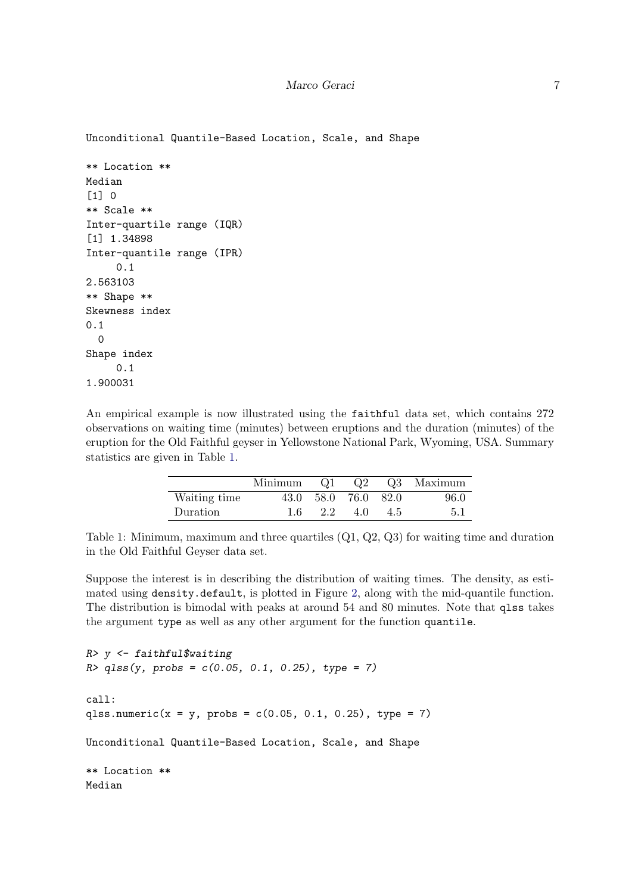```
Unconditional Quantile-Based Location, Scale, and Shape

** Location **
Median
[1] 0
** Scale **
Inter-quartile range (IQR)
[1] 1.34898
Inter-quantile range (IPR)
     0.1
2.563103
** Shape **
Skewness index
0.1
  0
Shape index
     0.1
1.900031
```

An empirical example is now illustrated using the `faithful` data set, which contains 272 observations on waiting time (minutes) between eruptions and the duration (minutes) of the eruption for the Old Faithful geyser in Yellowstone National Park, Wyoming, USA. Summary statistics are given in Table 1.

| | Minimum | Q1 | Q2 | Q3 | Maximum |
|---|---|---|---|---|---|
| Waiting time | 43.0 | 58.0 | 76.0 | 82.0 | 96.0 |
| Duration | 1.6 | 2.2 | 4.0 | 4.5 | 5.1 |

Table 1: Minimum, maximum and three quartiles (Q1, Q2, Q3) for waiting time and duration in the Old Faithful Geyser data set.

Suppose the interest is in describing the distribution of waiting times. The density, as estimated using `density.default`, is plotted in Figure 2, along with the mid-quantile function. The distribution is bimodal with peaks at around 54 and 80 minutes. Note that `qlss` takes the argument `type` as well as any other argument for the function `quantile`.

```
R> y <- faithful$waiting
R> qlss(y, probs = c(0.05, 0.1, 0.25), type = 7)

call:
qlss.numeric(x = y, probs = c(0.05, 0.1, 0.25), type = 7)

Unconditional Quantile-Based Location, Scale, and Shape

** Location **
Median
```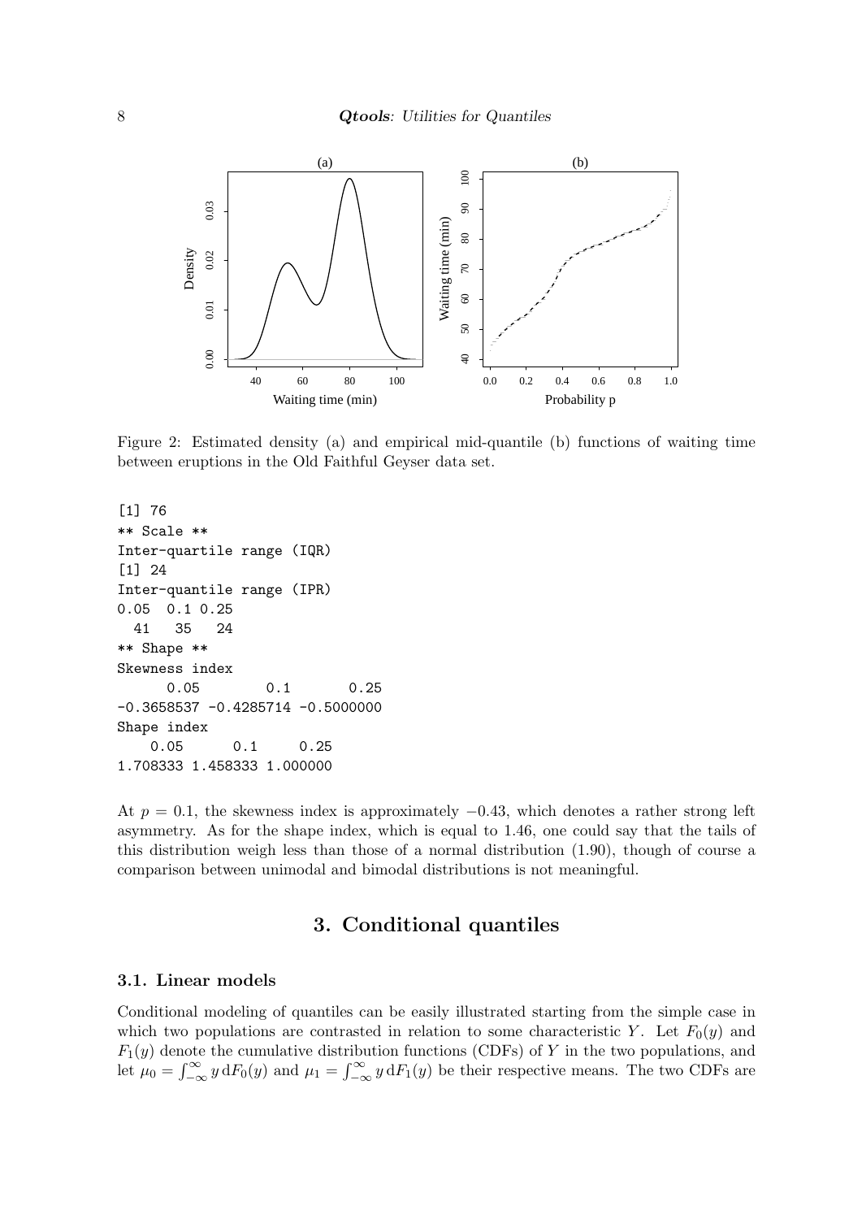Figure 2: Estimated density (a) and empirical mid-quantile (b) functions of waiting time between eruptions in the Old Faithful Geyser data set.

```
[1] 76
** Scale **
Inter-quartile range (IQR)
[1] 24
Inter-quantile range (IPR)
0.05  0.1 0.25
  41   35   24
** Shape **
Skewness index
      0.05        0.1       0.25
-0.3658537 -0.4285714 -0.5000000
Shape index
    0.05      0.1     0.25
1.708333 1.458333 1.000000
```

At $p = 0.1$, the skewness index is approximately $-0.43$, which denotes a rather strong left asymmetry. As for the shape index, which is equal to 1.46, one could say that the tails of this distribution weigh less than those of a normal distribution (1.90), though of course a comparison between unimodal and bimodal distributions is not meaningful.

# 3. Conditional quantiles

## 3.1. Linear models

Conditional modeling of quantiles can be easily illustrated starting from the simple case in which two populations are contrasted in relation to some characteristic $Y$. Let $F_0(y)$ and $F_1(y)$ denote the cumulative distribution functions (CDFs) of $Y$ in the two populations, and let $\mu_0 = \int_{-\infty}^{\infty} y \, \mathrm{d}F_0(y)$ and $\mu_1 = \int_{-\infty}^{\infty} y \, \mathrm{d}F_1(y)$ be their respective means. The two CDFs are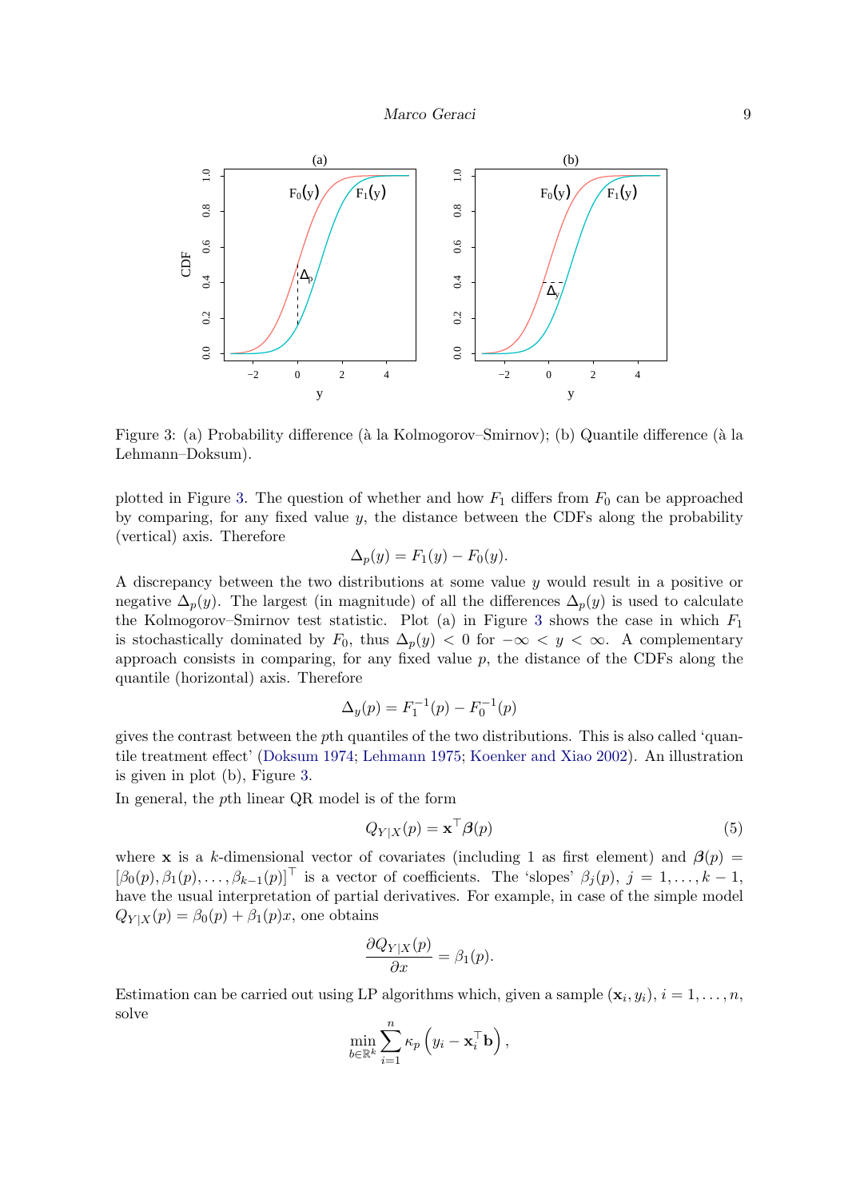Figure 3: (a) Probability difference (à la Kolmogorov–Smirnov); (b) Quantile difference (à la Lehmann–Doksum).

plotted in Figure 3. The question of whether and how $F_1$ differs from $F_0$ can be approached by comparing, for any fixed value $y$, the distance between the CDFs along the probability (vertical) axis. Therefore

$$\Delta_p(y) = F_1(y) - F_0(y).$$

A discrepancy between the two distributions at some value $y$ would result in a positive or negative $\Delta_p(y)$. The largest (in magnitude) of all the differences $\Delta_p(y)$ is used to calculate the Kolmogorov–Smirnov test statistic. Plot (a) in Figure 3 shows the case in which $F_1$ is stochastically dominated by $F_0$, thus $\Delta_p(y) < 0$ for $-\infty < y < \infty$. A complementary approach consists in comparing, for any fixed value $p$, the distance of the CDFs along the quantile (horizontal) axis. Therefore

$$\Delta_y(p) = F_1^{-1}(p) - F_0^{-1}(p)$$

gives the contrast between the $p$th quantiles of the two distributions. This is also called 'quantile treatment effect' (Doksum 1974; Lehmann 1975; Koenker and Xiao 2002). An illustration is given in plot (b), Figure 3.

In general, the $p$th linear QR model is of the form

$$Q_{Y|X}(p) = \mathbf{x}^\top \boldsymbol{\beta}(p) \tag{5}$$

where $\mathbf{x}$ is a $k$-dimensional vector of covariates (including 1 as first element) and $\boldsymbol{\beta}(p) = [\beta_0(p), \beta_1(p), \ldots, \beta_{k-1}(p)]^\top$ is a vector of coefficients. The 'slopes' $\beta_j(p)$, $j = 1, \ldots, k-1$, have the usual interpretation of partial derivatives. For example, in case of the simple model $Q_{Y|X}(p) = \beta_0(p) + \beta_1(p)x$, one obtains

$$\frac{\partial Q_{Y|X}(p)}{\partial x} = \beta_1(p).$$

Estimation can be carried out using LP algorithms which, given a sample $(\mathbf{x}_i, y_i)$, $i = 1, \ldots, n$, solve

$$\min_{b \in \mathbb{R}^k} \sum_{i=1}^{n} \kappa_p \left( y_i - \mathbf{x}_i^\top \mathbf{b} \right),$$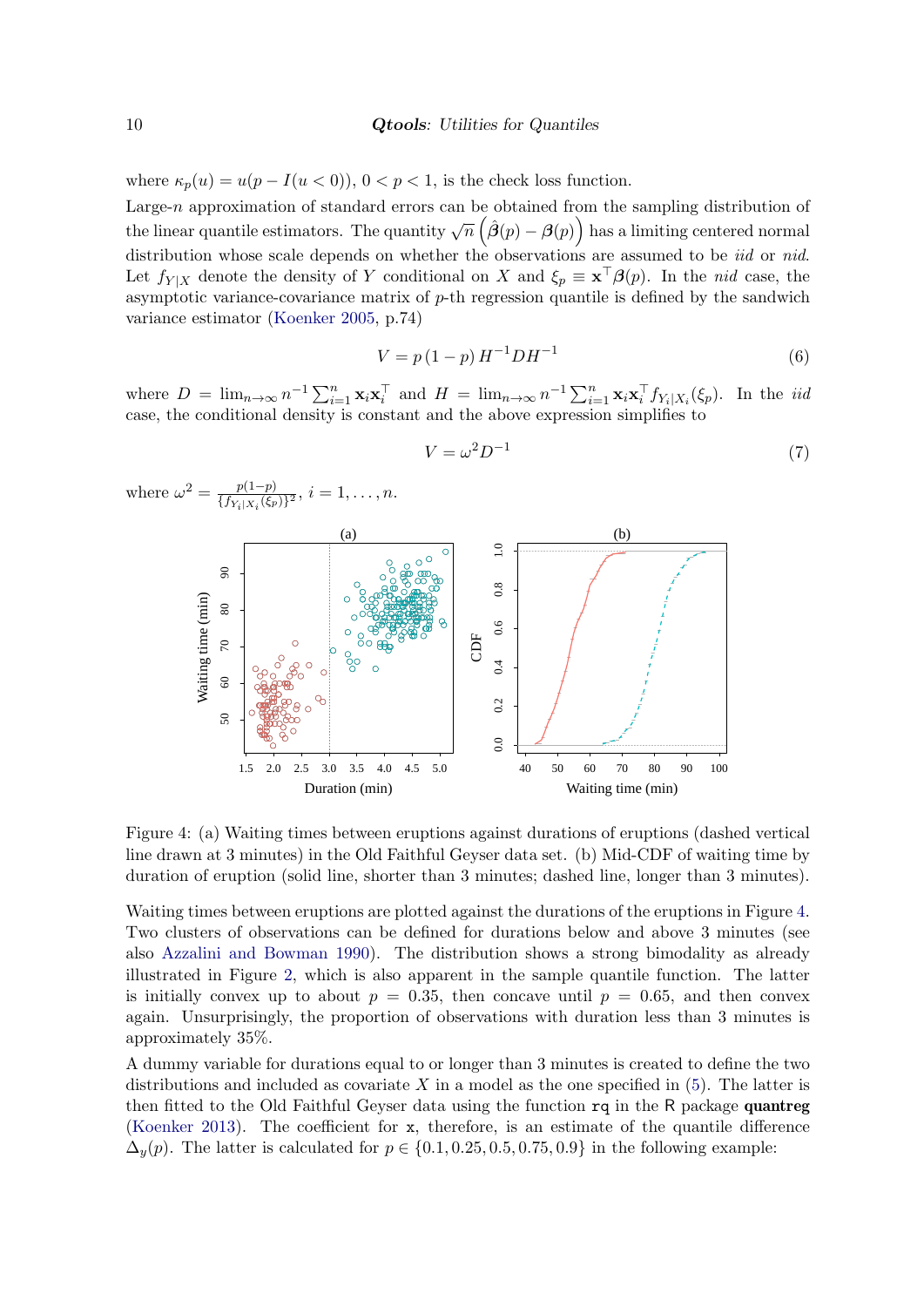where $\kappa_p(u) = u(p - I(u < 0))$, $0 < p < 1$, is the check loss function.

Large-$n$ approximation of standard errors can be obtained from the sampling distribution of the linear quantile estimators. The quantity $\sqrt{n}\left(\hat{\boldsymbol{\beta}}(p) - \boldsymbol{\beta}(p)\right)$ has a limiting centered normal distribution whose scale depends on whether the observations are assumed to be *iid* or *nid*. Let $f_{Y|X}$ denote the density of $Y$ conditional on $X$ and $\xi_p \equiv \mathbf{x}^\top \boldsymbol{\beta}(p)$. In the *nid* case, the asymptotic variance-covariance matrix of $p$-th regression quantile is defined by the sandwich variance estimator (Koenker 2005, p.74)

$$V = p\,(1-p)\,H^{-1} D H^{-1} \tag{6}$$

where $D = \lim_{n\to\infty} n^{-1} \sum_{i=1}^{n} \mathbf{x}_i \mathbf{x}_i^\top$ and $H = \lim_{n\to\infty} n^{-1} \sum_{i=1}^{n} \mathbf{x}_i \mathbf{x}_i^\top f_{Y_i|X_i}(\xi_p)$. In the *iid* case, the conditional density is constant and the above expression simplifies to

$$V = \omega^2 D^{-1} \tag{7}$$

where $\omega^2 = \frac{p(1-p)}{\{f_{Y_i|X_i}(\xi_p)\}^2}$, $i = 1, \ldots, n$.

Figure 4: (a) Waiting times between eruptions against durations of eruptions (dashed vertical line drawn at 3 minutes) in the Old Faithful Geyser data set. (b) Mid-CDF of waiting time by duration of eruption (solid line, shorter than 3 minutes; dashed line, longer than 3 minutes).

Waiting times between eruptions are plotted against the durations of the eruptions in Figure 4. Two clusters of observations can be defined for durations below and above 3 minutes (see also Azzalini and Bowman 1990). The distribution shows a strong bimodality as already illustrated in Figure 2, which is also apparent in the sample quantile function. The latter is initially convex up to about $p = 0.35$, then concave until $p = 0.65$, and then convex again. Unsurprisingly, the proportion of observations with duration less than 3 minutes is approximately 35%.

A dummy variable for durations equal to or longer than 3 minutes is created to define the two distributions and included as covariate $X$ in a model as the one specified in (5). The latter is then fitted to the Old Faithful Geyser data using the function `rq` in the R package **quantreg** (Koenker 2013). The coefficient for `x`, therefore, is an estimate of the quantile difference $\Delta_y(p)$. The latter is calculated for $p \in \{0.1, 0.25, 0.5, 0.75, 0.9\}$ in the following example: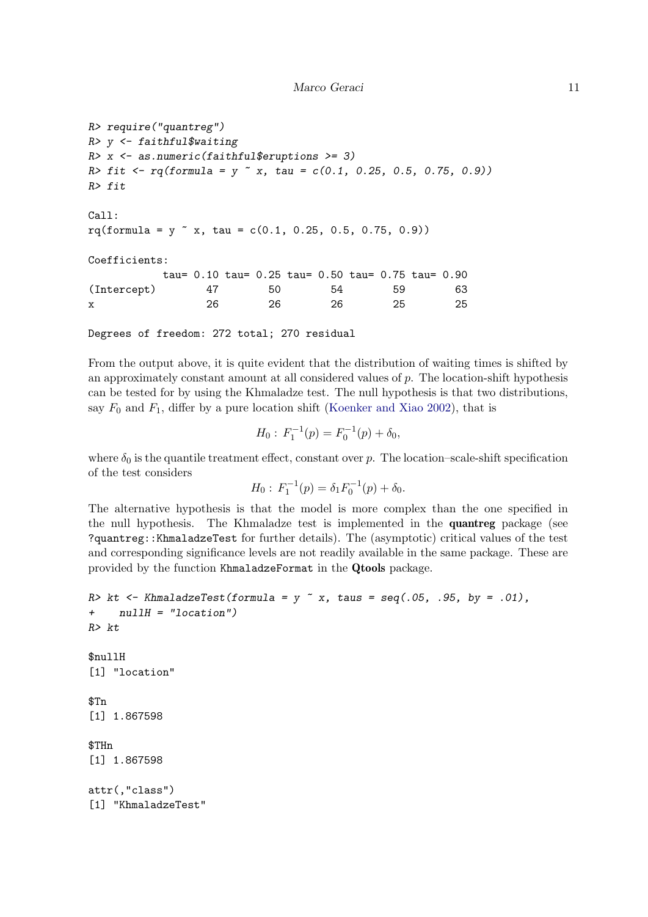```
R> require("quantreg")
R> y <- faithful$waiting
R> x <- as.numeric(faithful$eruptions >= 3)
R> fit <- rq(formula = y ~ x, tau = c(0.1, 0.25, 0.5, 0.75, 0.9))
R> fit

Call:
rq(formula = y ~ x, tau = c(0.1, 0.25, 0.5, 0.75, 0.9))

Coefficients:
            tau= 0.10 tau= 0.25 tau= 0.50 tau= 0.75 tau= 0.90
(Intercept)        47        50        54        59        63
x                  26        26        26        25        25

Degrees of freedom: 272 total; 270 residual
```

From the output above, it is quite evident that the distribution of waiting times is shifted by an approximately constant amount at all considered values of $p$. The location-shift hypothesis can be tested for by using the Khmaladze test. The null hypothesis is that two distributions, say $F_0$ and $F_1$, differ by a pure location shift (Koenker and Xiao 2002), that is

$$H_0 : F_1^{-1}(p) = F_0^{-1}(p) + \delta_0,$$

where $\delta_0$ is the quantile treatment effect, constant over $p$. The location–scale-shift specification of the test considers

$$H_0 : F_1^{-1}(p) = \delta_1 F_0^{-1}(p) + \delta_0.$$

The alternative hypothesis is that the model is more complex than the one specified in the null hypothesis. The Khmaladze test is implemented in the **quantreg** package (see `?quantreg::KhmaladzeTest` for further details). The (asymptotic) critical values of the test and corresponding significance levels are not readily available in the same package. These are provided by the function `KhmaladzeFormat` in the **Qtools** package.

```
R> kt <- KhmaladzeTest(formula = y ~ x, taus = seq(.05, .95, by = .01),
+    nullH = "location")
R> kt

$nullH
[1] "location"

$Tn
[1] 1.867598

$THn
[1] 1.867598

attr(,"class")
[1] "KhmaladzeTest"
```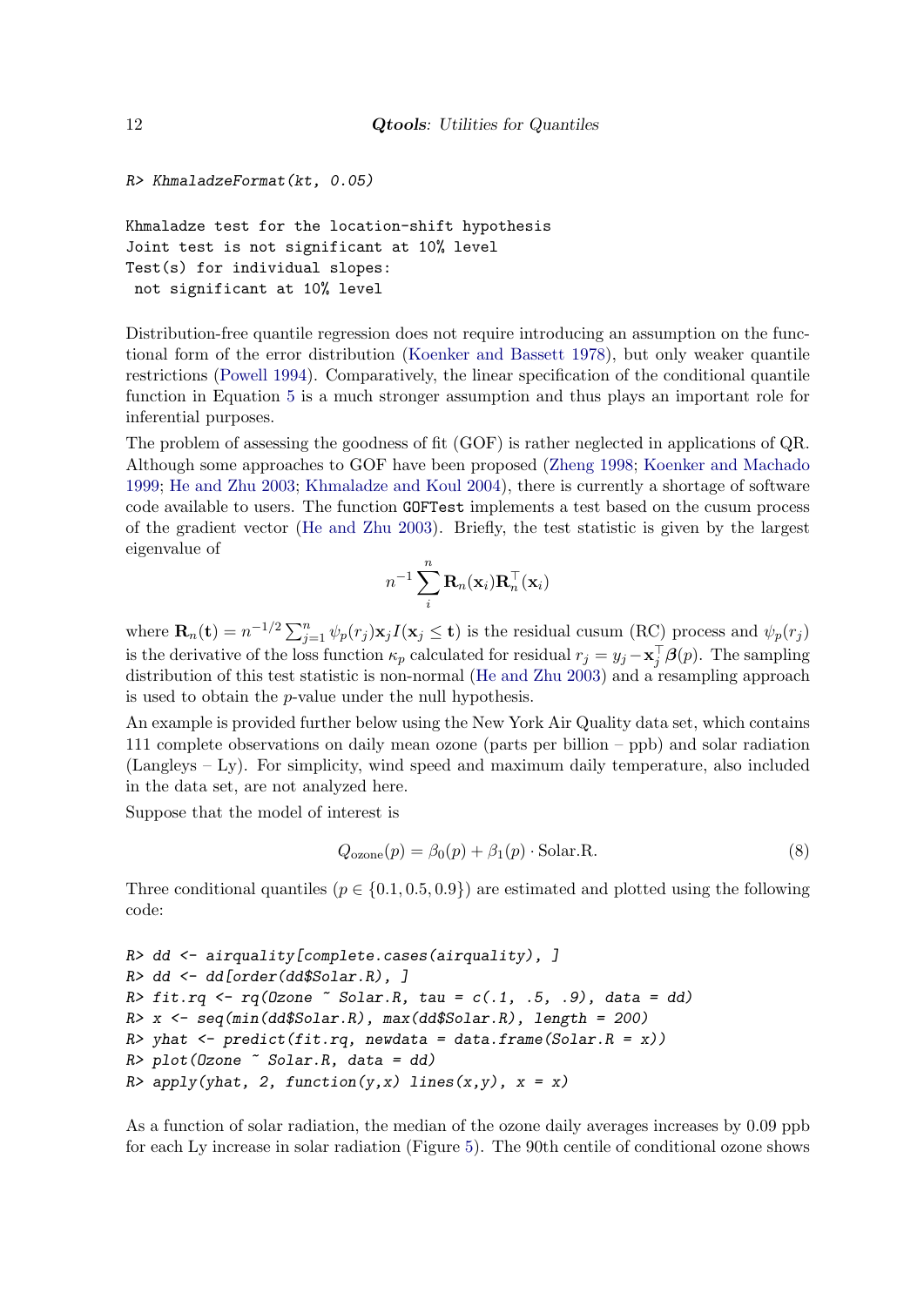```
R> KhmaladzeFormat(kt, 0.05)

Khmaladze test for the location-shift hypothesis
Joint test is not significant at 10% level
Test(s) for individual slopes:
 not significant at 10% level
```

Distribution-free quantile regression does not require introducing an assumption on the functional form of the error distribution (Koenker and Bassett 1978), but only weaker quantile restrictions (Powell 1994). Comparatively, the linear specification of the conditional quantile function in Equation 5 is a much stronger assumption and thus plays an important role for inferential purposes.

The problem of assessing the goodness of fit (GOF) is rather neglected in applications of QR. Although some approaches to GOF have been proposed (Zheng 1998; Koenker and Machado 1999; He and Zhu 2003; Khmaladze and Koul 2004), there is currently a shortage of software code available to users. The function `GOFTest` implements a test based on the cusum process of the gradient vector (He and Zhu 2003). Briefly, the test statistic is given by the largest eigenvalue of

$$n^{-1} \sum_{i}^{n} \mathbf{R}_n(\mathbf{x}_i)\mathbf{R}_n^\top(\mathbf{x}_i)$$

where $\mathbf{R}_n(\mathbf{t}) = n^{-1/2} \sum_{j=1}^{n} \psi_p(r_j)\mathbf{x}_j I(\mathbf{x}_j \leq \mathbf{t})$ is the residual cusum (RC) process and $\psi_p(r_j)$ is the derivative of the loss function $\kappa_p$ calculated for residual $r_j = y_j - \mathbf{x}_j^\top \boldsymbol{\beta}(p)$. The sampling distribution of this test statistic is non-normal (He and Zhu 2003) and a resampling approach is used to obtain the $p$-value under the null hypothesis.

An example is provided further below using the New York Air Quality data set, which contains 111 complete observations on daily mean ozone (parts per billion – ppb) and solar radiation (Langleys – Ly). For simplicity, wind speed and maximum daily temperature, also included in the data set, are not analyzed here.

Suppose that the model of interest is

$$Q_{\text{ozone}}(p) = \beta_0(p) + \beta_1(p) \cdot \text{Solar.R.} \tag{8}$$

Three conditional quantiles ($p \in \{0.1, 0.5, 0.9\}$) are estimated and plotted using the following code:

```
R> dd <- airquality[complete.cases(airquality), ]
R> dd <- dd[order(dd$Solar.R), ]
R> fit.rq <- rq(Ozone ~ Solar.R, tau = c(.1, .5, .9), data = dd)
R> x <- seq(min(dd$Solar.R), max(dd$Solar.R), length = 200)
R> yhat <- predict(fit.rq, newdata = data.frame(Solar.R = x))
R> plot(Ozone ~ Solar.R, data = dd)
R> apply(yhat, 2, function(y,x) lines(x,y), x = x)
```

As a function of solar radiation, the median of the ozone daily averages increases by 0.09 ppb for each Ly increase in solar radiation (Figure 5). The 90th centile of conditional ozone shows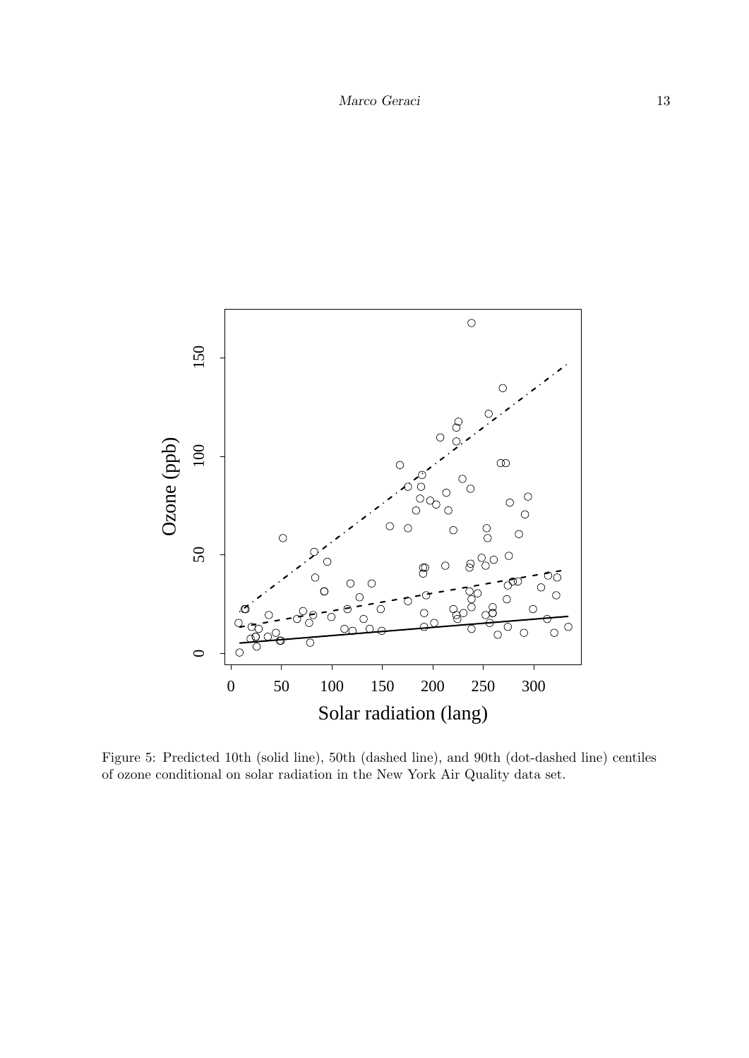Figure 5: Predicted 10th (solid line), 50th (dashed line), and 90th (dot-dashed line) centiles of ozone conditional on solar radiation in the New York Air Quality data set.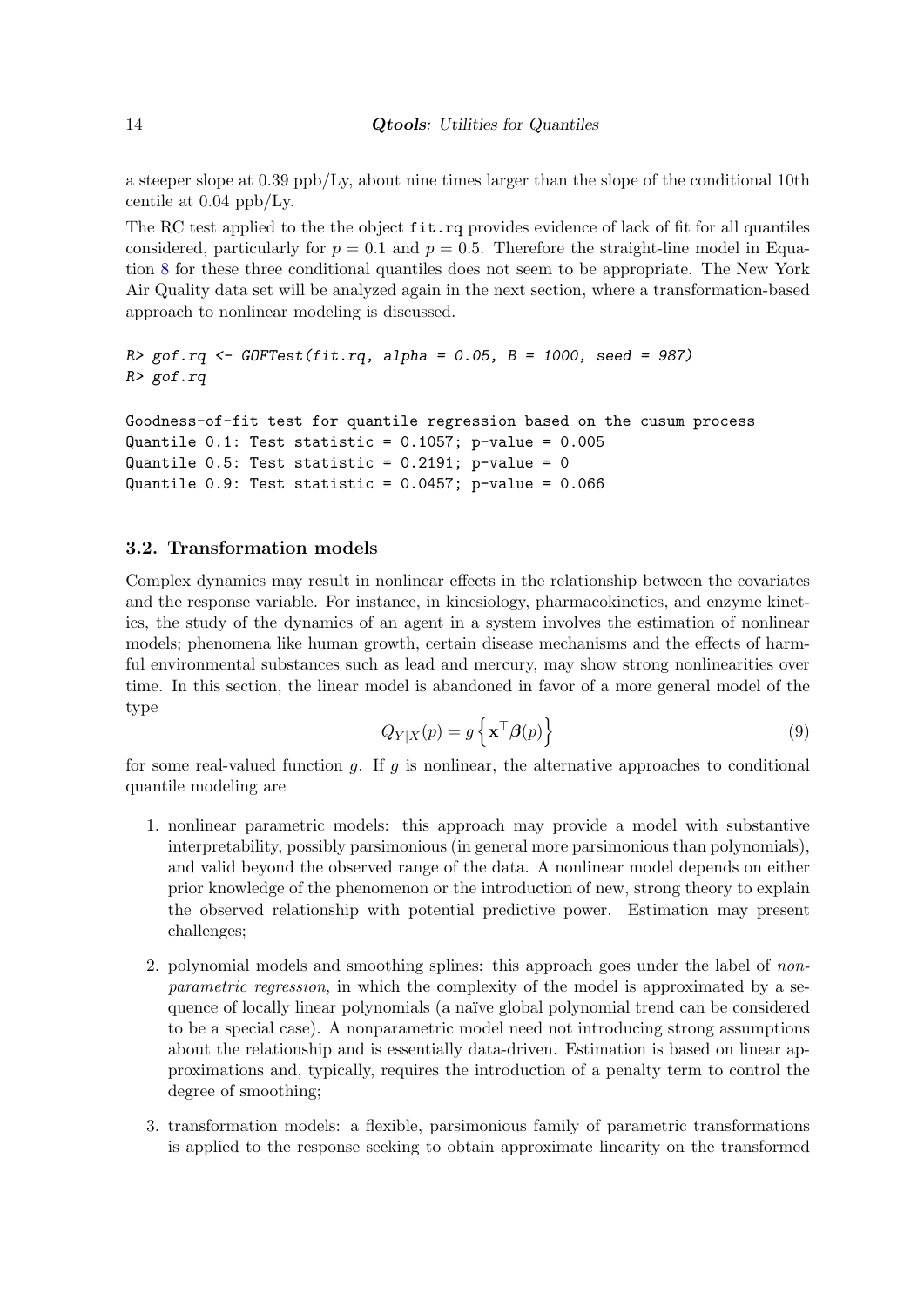a steeper slope at 0.39 ppb/Ly, about nine times larger than the slope of the conditional 10th centile at 0.04 ppb/Ly.

The RC test applied to the the object `fit.rq` provides evidence of lack of fit for all quantiles considered, particularly for $p = 0.1$ and $p = 0.5$. Therefore the straight-line model in Equation 8 for these three conditional quantiles does not seem to be appropriate. The New York Air Quality data set will be analyzed again in the next section, where a transformation-based approach to nonlinear modeling is discussed.

```
R> gof.rq <- GOFTest(fit.rq, alpha = 0.05, B = 1000, seed = 987)
R> gof.rq

Goodness-of-fit test for quantile regression based on the cusum process
Quantile 0.1: Test statistic = 0.1057; p-value = 0.005
Quantile 0.5: Test statistic = 0.2191; p-value = 0
Quantile 0.9: Test statistic = 0.0457; p-value = 0.066
```

### 3.2. Transformation models

Complex dynamics may result in nonlinear effects in the relationship between the covariates and the response variable. For instance, in kinesiology, pharmacokinetics, and enzyme kinetics, the study of the dynamics of an agent in a system involves the estimation of nonlinear models; phenomena like human growth, certain disease mechanisms and the effects of harmful environmental substances such as lead and mercury, may show strong nonlinearities over time. In this section, the linear model is abandoned in favor of a more general model of the type

$$Q_{Y|X}(p) = g\left\{\mathbf{x}^{\top}\boldsymbol{\beta}(p)\right\} \tag{9}$$

for some real-valued function $g$. If $g$ is nonlinear, the alternative approaches to conditional quantile modeling are

1. nonlinear parametric models: this approach may provide a model with substantive interpretability, possibly parsimonious (in general more parsimonious than polynomials), and valid beyond the observed range of the data. A nonlinear model depends on either prior knowledge of the phenomenon or the introduction of new, strong theory to explain the observed relationship with potential predictive power. Estimation may present challenges;

2. polynomial models and smoothing splines: this approach goes under the label of *nonparametric regression*, in which the complexity of the model is approximated by a sequence of locally linear polynomials (a naïve global polynomial trend can be considered to be a special case). A nonparametric model need not introducing strong assumptions about the relationship and is essentially data-driven. Estimation is based on linear approximations and, typically, requires the introduction of a penalty term to control the degree of smoothing;

3. transformation models: a flexible, parsimonious family of parametric transformations is applied to the response seeking to obtain approximate linearity on the transformed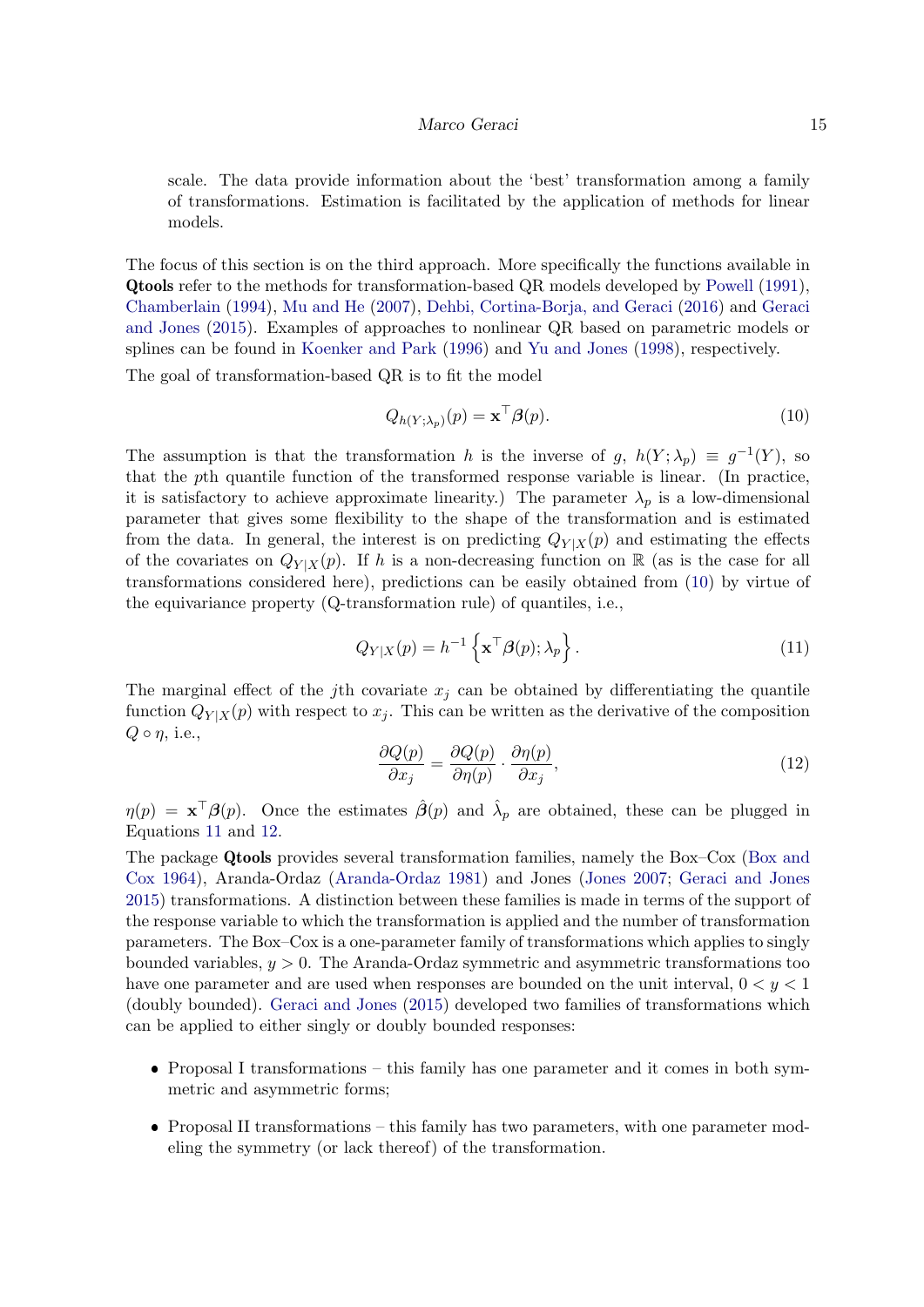scale. The data provide information about the 'best' transformation among a family of transformations. Estimation is facilitated by the application of methods for linear models.

The focus of this section is on the third approach. More specifically the functions available in **Qtools** refer to the methods for transformation-based QR models developed by Powell (1991), Chamberlain (1994), Mu and He (2007), Dehbi, Cortina-Borja, and Geraci (2016) and Geraci and Jones (2015). Examples of approaches to nonlinear QR based on parametric models or splines can be found in Koenker and Park (1996) and Yu and Jones (1998), respectively.

The goal of transformation-based QR is to fit the model

$$Q_{h(Y;\lambda_p)}(p) = \mathbf{x}^\top \boldsymbol{\beta}(p). \tag{10}$$

The assumption is that the transformation $h$ is the inverse of $g$, $h(Y;\lambda_p) \equiv g^{-1}(Y)$, so that the $p$th quantile function of the transformed response variable is linear. (In practice, it is satisfactory to achieve approximate linearity.) The parameter $\lambda_p$ is a low-dimensional parameter that gives some flexibility to the shape of the transformation and is estimated from the data. In general, the interest is on predicting $Q_{Y|X}(p)$ and estimating the effects of the covariates on $Q_{Y|X}(p)$. If $h$ is a non-decreasing function on $\mathbb{R}$ (as is the case for all transformations considered here), predictions can be easily obtained from (10) by virtue of the equivariance property (Q-transformation rule) of quantiles, i.e.,

$$Q_{Y|X}(p) = h^{-1}\left\{\mathbf{x}^\top \boldsymbol{\beta}(p); \lambda_p\right\}. \tag{11}$$

The marginal effect of the $j$th covariate $x_j$ can be obtained by differentiating the quantile function $Q_{Y|X}(p)$ with respect to $x_j$. This can be written as the derivative of the composition $Q \circ \eta$, i.e.,

$$\frac{\partial Q(p)}{\partial x_j} = \frac{\partial Q(p)}{\partial \eta(p)} \cdot \frac{\partial \eta(p)}{\partial x_j}, \tag{12}$$

$\eta(p) = \mathbf{x}^\top \boldsymbol{\beta}(p)$. Once the estimates $\hat{\boldsymbol{\beta}}(p)$ and $\hat{\lambda}_p$ are obtained, these can be plugged in Equations 11 and 12.

The package **Qtools** provides several transformation families, namely the Box–Cox (Box and Cox 1964), Aranda-Ordaz (Aranda-Ordaz 1981) and Jones (Jones 2007; Geraci and Jones 2015) transformations. A distinction between these families is made in terms of the support of the response variable to which the transformation is applied and the number of transformation parameters. The Box–Cox is a one-parameter family of transformations which applies to singly bounded variables, $y > 0$. The Aranda-Ordaz symmetric and asymmetric transformations too have one parameter and are used when responses are bounded on the unit interval, $0 < y < 1$ (doubly bounded). Geraci and Jones (2015) developed two families of transformations which can be applied to either singly or doubly bounded responses:

- Proposal I transformations – this family has one parameter and it comes in both symmetric and asymmetric forms;
- Proposal II transformations – this family has two parameters, with one parameter modeling the symmetry (or lack thereof) of the transformation.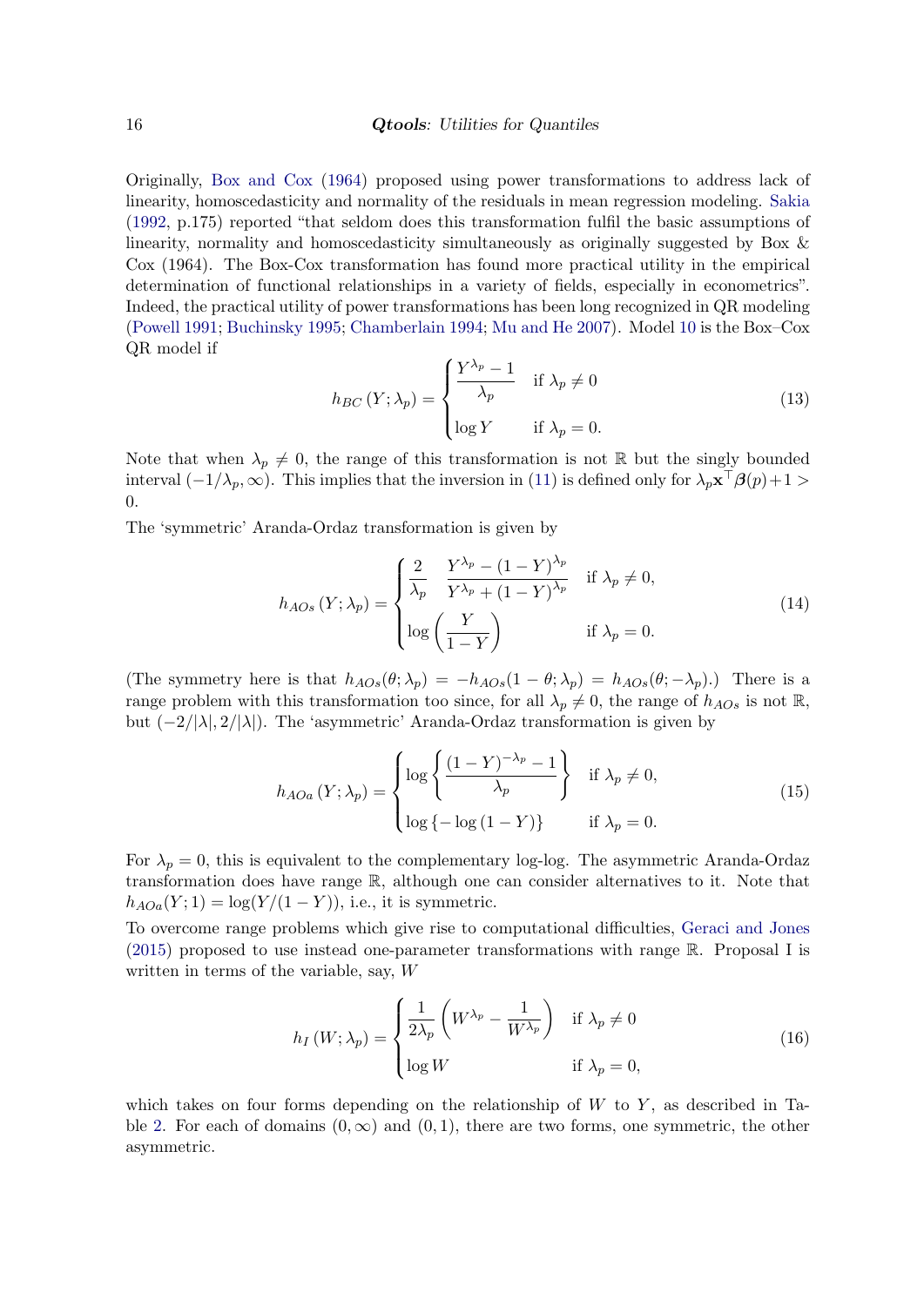Originally, Box and Cox (1964) proposed using power transformations to address lack of linearity, homoscedasticity and normality of the residuals in mean regression modeling. Sakia (1992, p.175) reported "that seldom does this transformation fulfil the basic assumptions of linearity, normality and homoscedasticity simultaneously as originally suggested by Box & Cox (1964). The Box-Cox transformation has found more practical utility in the empirical determination of functional relationships in a variety of fields, especially in econometrics". Indeed, the practical utility of power transformations has been long recognized in QR modeling (Powell 1991; Buchinsky 1995; Chamberlain 1994; Mu and He 2007). Model 10 is the Box–Cox QR model if

$$
h_{BC}\left(Y;\lambda_p\right) = \begin{cases} \dfrac{Y^{\lambda_p}-1}{\lambda_p} & \text{if } \lambda_p \neq 0 \\ \log Y & \text{if } \lambda_p = 0. \end{cases} \tag{13}
$$

Note that when $\lambda_p \neq 0$, the range of this transformation is not $\mathbb{R}$ but the singly bounded interval $(-1/\lambda_p, \infty)$. This implies that the inversion in (11) is defined only for $\lambda_p \mathbf{x}^\top \boldsymbol{\beta}(p)+1 > 0$.

The 'symmetric' Aranda-Ordaz transformation is given by

$$
h_{AOs}\left(Y;\lambda_p\right) = \begin{cases} \dfrac{2}{\lambda_p} \quad \dfrac{Y^{\lambda_p}-(1-Y)^{\lambda_p}}{Y^{\lambda_p}+(1-Y)^{\lambda_p}} & \text{if } \lambda_p \neq 0, \\ \log\left(\dfrac{Y}{1-Y}\right) & \text{if } \lambda_p = 0. \end{cases} \tag{14}
$$

(The symmetry here is that $h_{AOs}(\theta;\lambda_p) = -h_{AOs}(1-\theta;\lambda_p) = h_{AOs}(\theta;-\lambda_p)$.) There is a range problem with this transformation too since, for all $\lambda_p \neq 0$, the range of $h_{AOs}$ is not $\mathbb{R}$, but $(-2/|\lambda|, 2/|\lambda|)$. The 'asymmetric' Aranda-Ordaz transformation is given by

$$
h_{AOa}\left(Y;\lambda_p\right) = \begin{cases} \log\left\{\dfrac{(1-Y)^{-\lambda_p}-1}{\lambda_p}\right\} & \text{if } \lambda_p \neq 0, \\ \log\left\{-\log\left(1-Y\right)\right\} & \text{if } \lambda_p = 0. \end{cases} \tag{15}
$$

For $\lambda_p = 0$, this is equivalent to the complementary log-log. The asymmetric Aranda-Ordaz transformation does have range $\mathbb{R}$, although one can consider alternatives to it. Note that $h_{AOa}(Y;1) = \log(Y/(1-Y))$, i.e., it is symmetric.

To overcome range problems which give rise to computational difficulties, Geraci and Jones (2015) proposed to use instead one-parameter transformations with range $\mathbb{R}$. Proposal I is written in terms of the variable, say, $W$

$$
h_{I}\left(W;\lambda_p\right) = \begin{cases} \dfrac{1}{2\lambda_p}\left(W^{\lambda_p}-\dfrac{1}{W^{\lambda_p}}\right) & \text{if } \lambda_p \neq 0 \\ \log W & \text{if } \lambda_p = 0, \end{cases} \tag{16}
$$

which takes on four forms depending on the relationship of $W$ to $Y$, as described in Table 2. For each of domains $(0,\infty)$ and $(0,1)$, there are two forms, one symmetric, the other asymmetric.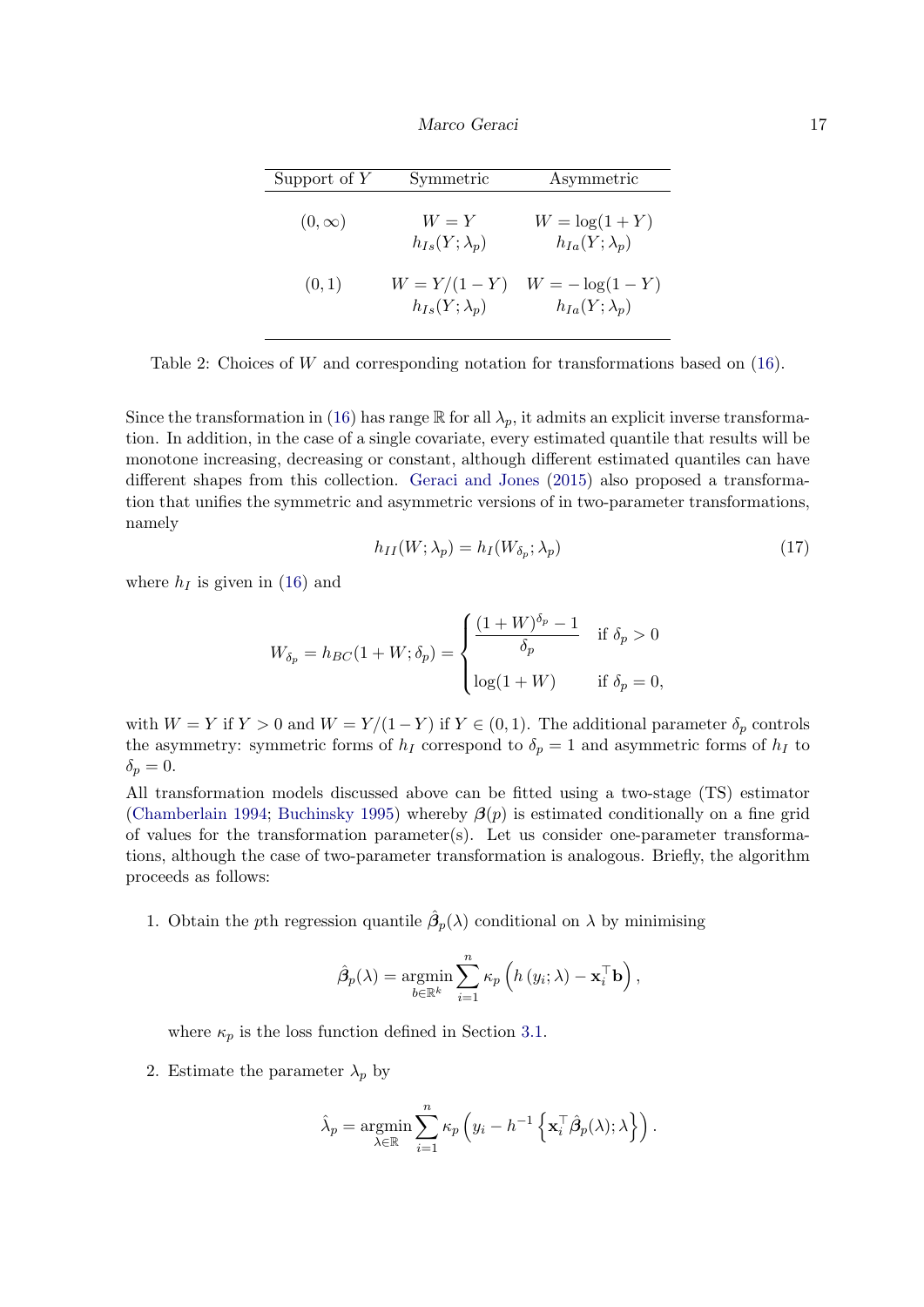| Support of $Y$ | Symmetric | Asymmetric |
|---|---|---|
| $(0, \infty)$ | $W = Y$<br>$h_{Is}(Y; \lambda_p)$ | $W = \log(1 + Y)$<br>$h_{Ia}(Y; \lambda_p)$ |
| $(0, 1)$ | $W = Y/(1 - Y)$<br>$h_{Is}(Y; \lambda_p)$ | $W = -\log(1 - Y)$<br>$h_{Ia}(Y; \lambda_p)$ |

Table 2: Choices of $W$ and corresponding notation for transformations based on (16).

Since the transformation in (16) has range $\mathbb{R}$ for all $\lambda_p$, it admits an explicit inverse transformation. In addition, in the case of a single covariate, every estimated quantile that results will be monotone increasing, decreasing or constant, although different estimated quantiles can have different shapes from this collection. Geraci and Jones (2015) also proposed a transformation that unifies the symmetric and asymmetric versions of in two-parameter transformations, namely

$$h_{II}(W; \lambda_p) = h_I(W_{\delta_p}; \lambda_p) \tag{17}$$

where $h_I$ is given in (16) and

$$W_{\delta_p} = h_{BC}(1 + W; \delta_p) = \begin{cases} \dfrac{(1 + W)^{\delta_p} - 1}{\delta_p} & \text{if } \delta_p > 0 \\ \log(1 + W) & \text{if } \delta_p = 0, \end{cases}$$

with $W = Y$ if $Y > 0$ and $W = Y/(1 - Y)$ if $Y \in (0, 1)$. The additional parameter $\delta_p$ controls the asymmetry: symmetric forms of $h_I$ correspond to $\delta_p = 1$ and asymmetric forms of $h_I$ to $\delta_p = 0$.

All transformation models discussed above can be fitted using a two-stage (TS) estimator (Chamberlain 1994; Buchinsky 1995) whereby $\boldsymbol{\beta}(p)$ is estimated conditionally on a fine grid of values for the transformation parameter(s). Let us consider one-parameter transformations, although the case of two-parameter transformation is analogous. Briefly, the algorithm proceeds as follows:

1. Obtain the $p$th regression quantile $\hat{\boldsymbol{\beta}}_p(\lambda)$ conditional on $\lambda$ by minimising

$$\hat{\boldsymbol{\beta}}_p(\lambda) = \underset{b \in \mathbb{R}^k}{\operatorname{argmin}} \sum_{i=1}^{n} \kappa_p \left( h\left(y_i; \lambda\right) - \mathbf{x}_i^\top \mathbf{b} \right),$$

   where $\kappa_p$ is the loss function defined in Section 3.1.

2. Estimate the parameter $\lambda_p$ by

$$\hat{\lambda}_p = \underset{\lambda \in \mathbb{R}}{\operatorname{argmin}} \sum_{i=1}^{n} \kappa_p \left( y_i - h^{-1} \left\{ \mathbf{x}_i^\top \hat{\boldsymbol{\beta}}_p(\lambda); \lambda \right\} \right).$$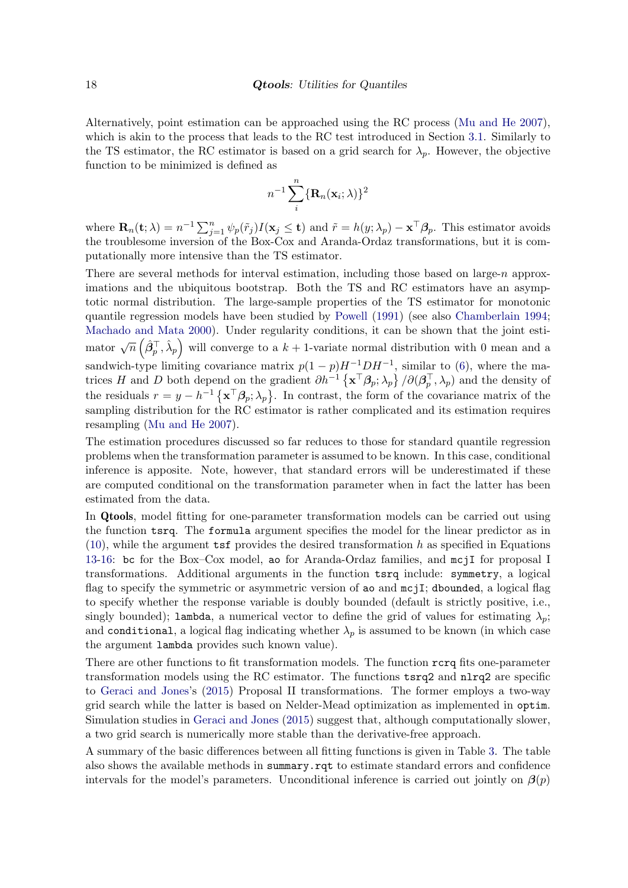Alternatively, point estimation can be approached using the RC process (Mu and He 2007), which is akin to the process that leads to the RC test introduced in Section 3.1. Similarly to the TS estimator, the RC estimator is based on a grid search for $\lambda_p$. However, the objective function to be minimized is defined as

$$n^{-1}\sum_{i}^{n}\{\mathbf{R}_n(\mathbf{x}_i;\lambda)\}^2$$

where $\mathbf{R}_n(\mathbf{t};\lambda) = n^{-1}\sum_{j=1}^{n}\psi_p(\tilde{r}_j)I(\mathbf{x}_j \leq \mathbf{t})$ and $\tilde{r} = h(y;\lambda_p) - \mathbf{x}^\top\boldsymbol{\beta}_p$. This estimator avoids the troublesome inversion of the Box-Cox and Aranda-Ordaz transformations, but it is computationally more intensive than the TS estimator.

There are several methods for interval estimation, including those based on large-$n$ approximations and the ubiquitous bootstrap. Both the TS and RC estimators have an asymptotic normal distribution. The large-sample properties of the TS estimator for monotonic quantile regression models have been studied by Powell (1991) (see also Chamberlain 1994; Machado and Mata 2000). Under regularity conditions, it can be shown that the joint estimator $\sqrt{n}\left(\hat{\boldsymbol{\beta}}_p^\top, \hat{\lambda}_p\right)$ will converge to a $k+1$-variate normal distribution with 0 mean and a sandwich-type limiting covariance matrix $p(1-p)H^{-1}DH^{-1}$, similar to (6), where the matrices $H$ and $D$ both depend on the gradient $\partial h^{-1}\left\{\mathbf{x}^\top\boldsymbol{\beta}_p;\lambda_p\right\}/\partial(\boldsymbol{\beta}_p^\top,\lambda_p)$ and the density of the residuals $r = y - h^{-1}\left\{\mathbf{x}^\top\boldsymbol{\beta}_p;\lambda_p\right\}$. In contrast, the form of the covariance matrix of the sampling distribution for the RC estimator is rather complicated and its estimation requires resampling (Mu and He 2007).

The estimation procedures discussed so far reduces to those for standard quantile regression problems when the transformation parameter is assumed to be known. In this case, conditional inference is apposite. Note, however, that standard errors will be underestimated if these are computed conditional on the transformation parameter when in fact the latter has been estimated from the data.

In **Qtools**, model fitting for one-parameter transformation models can be carried out using the function `tsrq`. The `formula` argument specifies the model for the linear predictor as in (10), while the argument `tsf` provides the desired transformation $h$ as specified in Equations 13-16: `bc` for the Box–Cox model, `ao` for Aranda-Ordaz families, and `mcjI` for proposal I transformations. Additional arguments in the function `tsrq` include: `symmetry`, a logical flag to specify the symmetric or asymmetric version of `ao` and `mcjI`; `dbounded`, a logical flag to specify whether the response variable is doubly bounded (default is strictly positive, i.e., singly bounded); `lambda`, a numerical vector to define the grid of values for estimating $\lambda_p$; and `conditional`, a logical flag indicating whether $\lambda_p$ is assumed to be known (in which case the argument `lambda` provides such known value).

There are other functions to fit transformation models. The function `rcrq` fits one-parameter transformation models using the RC estimator. The functions `tsrq2` and `nlrq2` are specific to Geraci and Jones's (2015) Proposal II transformations. The former employs a two-way grid search while the latter is based on Nelder-Mead optimization as implemented in `optim`. Simulation studies in Geraci and Jones (2015) suggest that, although computationally slower, a two grid search is numerically more stable than the derivative-free approach.

A summary of the basic differences between all fitting functions is given in Table 3. The table also shows the available methods in `summary.rqt` to estimate standard errors and confidence intervals for the model's parameters. Unconditional inference is carried out jointly on $\boldsymbol{\beta}(p)$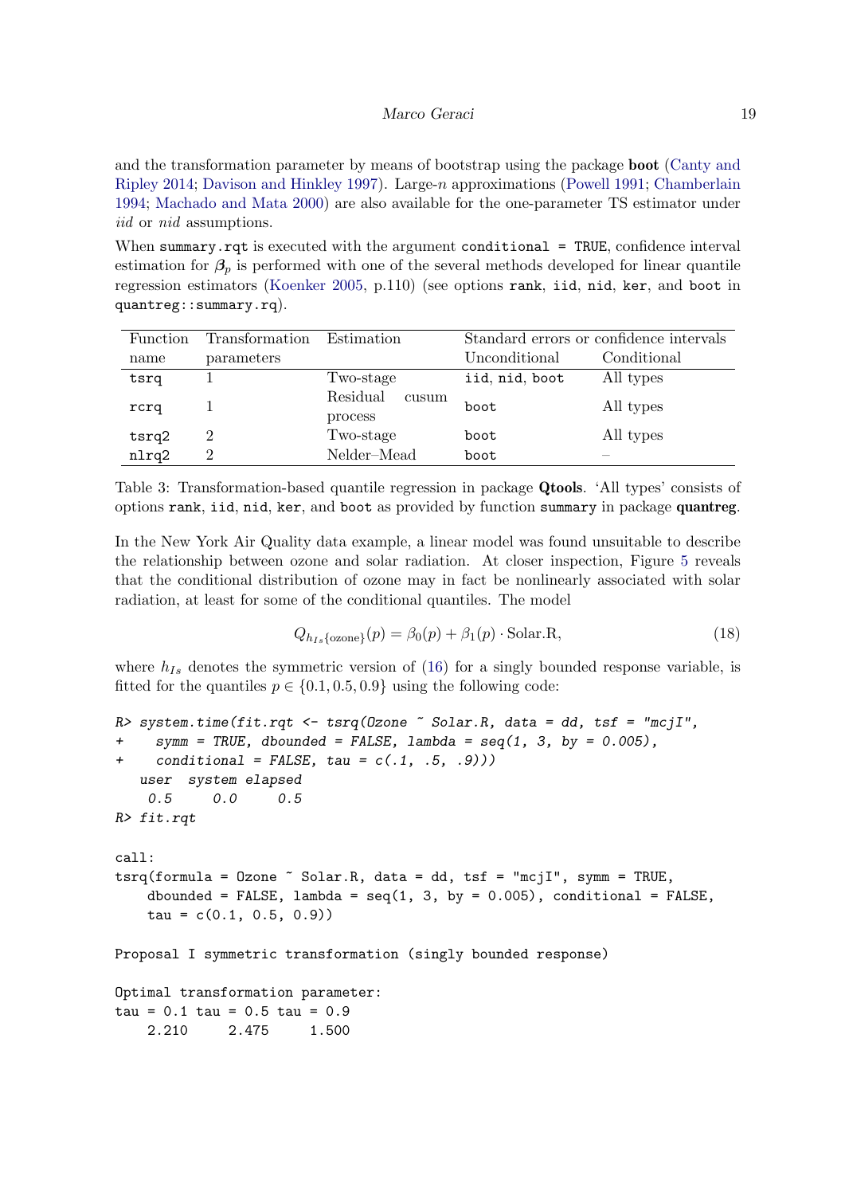and the transformation parameter by means of bootstrap using the package **boot** (Canty and Ripley 2014; Davison and Hinkley 1997). Large-$n$ approximations (Powell 1991; Chamberlain 1994; Machado and Mata 2000) are also available for the one-parameter TS estimator under *iid* or *nid* assumptions.

When `summary.rqt` is executed with the argument `conditional = TRUE`, confidence interval estimation for $\boldsymbol{\beta}_p$ is performed with one of the several methods developed for linear quantile regression estimators (Koenker 2005, p.110) (see options `rank`, `iid`, `nid`, `ker`, and `boot` in `quantreg::summary.rq`).

| Function name | Transformation parameters | Estimation | Standard errors or confidence intervals | |
|---|---|---|---|---|
| | | | Unconditional | Conditional |
| `tsrq` | 1 | Two-stage | `iid`, `nid`, `boot` | All types |
| `rcrq` | 1 | Residual cusum process | `boot` | All types |
| `tsrq2` | 2 | Two-stage | `boot` | All types |
| `nlrq2` | 2 | Nelder–Mead | `boot` | – |

Table 3: Transformation-based quantile regression in package **Qtools**. 'All types' consists of options `rank`, `iid`, `nid`, `ker`, and `boot` as provided by function `summary` in package **quantreg**.

In the New York Air Quality data example, a linear model was found unsuitable to describe the relationship between ozone and solar radiation. At closer inspection, Figure 5 reveals that the conditional distribution of ozone may in fact be nonlinearly associated with solar radiation, at least for some of the conditional quantiles. The model

$$Q_{h_{I_s}\{\text{ozone}\}}(p) = \beta_0(p) + \beta_1(p) \cdot \text{Solar.R}, \tag{18}$$

where $h_{I_s}$ denotes the symmetric version of (16) for a singly bounded response variable, is fitted for the quantiles $p \in \{0.1, 0.5, 0.9\}$ using the following code:

```
R> system.time(fit.rqt <- tsrq(Ozone ~ Solar.R, data = dd, tsf = "mcjI",
+    symm = TRUE, dbounded = FALSE, lambda = seq(1, 3, by = 0.005),
+    conditional = FALSE, tau = c(.1, .5, .9)))
   user  system elapsed
    0.5     0.0     0.5
R> fit.rqt

call:
tsrq(formula = Ozone ~ Solar.R, data = dd, tsf = "mcjI", symm = TRUE,
    dbounded = FALSE, lambda = seq(1, 3, by = 0.005), conditional = FALSE,
    tau = c(0.1, 0.5, 0.9))

Proposal I symmetric transformation (singly bounded response)

Optimal transformation parameter:
tau = 0.1 tau = 0.5 tau = 0.9
    2.210     2.475     1.500
```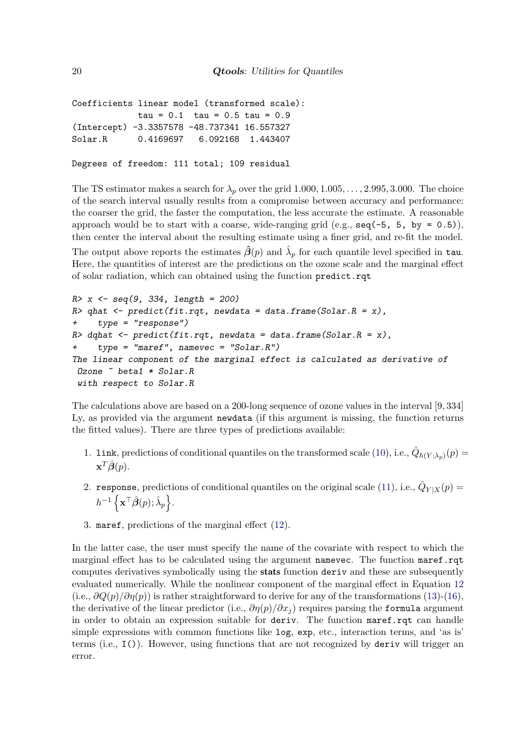```
Coefficients linear model (transformed scale):
             tau = 0.1  tau = 0.5 tau = 0.9
(Intercept) -3.3357578 -48.737341 16.557327
Solar.R      0.4169697   6.092168  1.443407

Degrees of freedom: 111 total; 109 residual
```

The TS estimator makes a search for $\lambda_p$ over the grid $1.000, 1.005, \ldots, 2.995, 3.000$. The choice of the search interval usually results from a compromise between accuracy and performance: the coarser the grid, the faster the computation, the less accurate the estimate. A reasonable approach would be to start with a coarse, wide-ranging grid (e.g., `seq(-5, 5, by = 0.5)`), then center the interval about the resulting estimate using a finer grid, and re-fit the model. The output above reports the estimates $\hat{\boldsymbol{\beta}}(p)$ and $\hat{\lambda}_p$ for each quantile level specified in `tau`. Here, the quantities of interest are the predictions on the ozone scale and the marginal effect of solar radiation, which can obtained using the function `predict.rqt`

```
R> x <- seq(9, 334, length = 200)
R> qhat <- predict(fit.rqt, newdata = data.frame(Solar.R = x),
+    type = "response")
R> dqhat <- predict(fit.rqt, newdata = data.frame(Solar.R = x),
+    type = "maref", namevec = "Solar.R")
The linear component of the marginal effect is calculated as derivative of
 Ozone ~ beta1 * Solar.R
 with respect to Solar.R
```

The calculations above are based on a 200-long sequence of ozone values in the interval $[9, 334]$ Ly, as provided via the argument `newdata` (if this argument is missing, the function returns the fitted values). There are three types of predictions available:

1. `link`, predictions of conditional quantiles on the transformed scale (10), i.e., $\hat{Q}_{h(Y;\lambda_p)}(p) = \mathbf{x}^T\hat{\boldsymbol{\beta}}(p)$.
2. `response`, predictions of conditional quantiles on the original scale (11), i.e., $\hat{Q}_{Y|X}(p) = h^{-1}\left\{\mathbf{x}^\top\hat{\boldsymbol{\beta}}(p); \hat{\lambda}_p\right\}$.
3. `maref`, predictions of the marginal effect (12).

In the latter case, the user must specify the name of the covariate with respect to which the marginal effect has to be calculated using the argument `namevec`. The function `maref.rqt` computes derivatives symbolically using the **stats** function `deriv` and these are subsequently evaluated numerically. While the nonlinear component of the marginal effect in Equation 12 (i.e., $\partial Q(p)/\partial\eta(p)$) is rather straightforward to derive for any of the transformations (13)-(16), the derivative of the linear predictor (i.e., $\partial\eta(p)/\partial x_j$) requires parsing the `formula` argument in order to obtain an expression suitable for `deriv`. The function `maref.rqt` can handle simple expressions with common functions like `log`, `exp`, etc., interaction terms, and 'as is' terms (i.e., `I()`). However, using functions that are not recognized by `deriv` will trigger an error.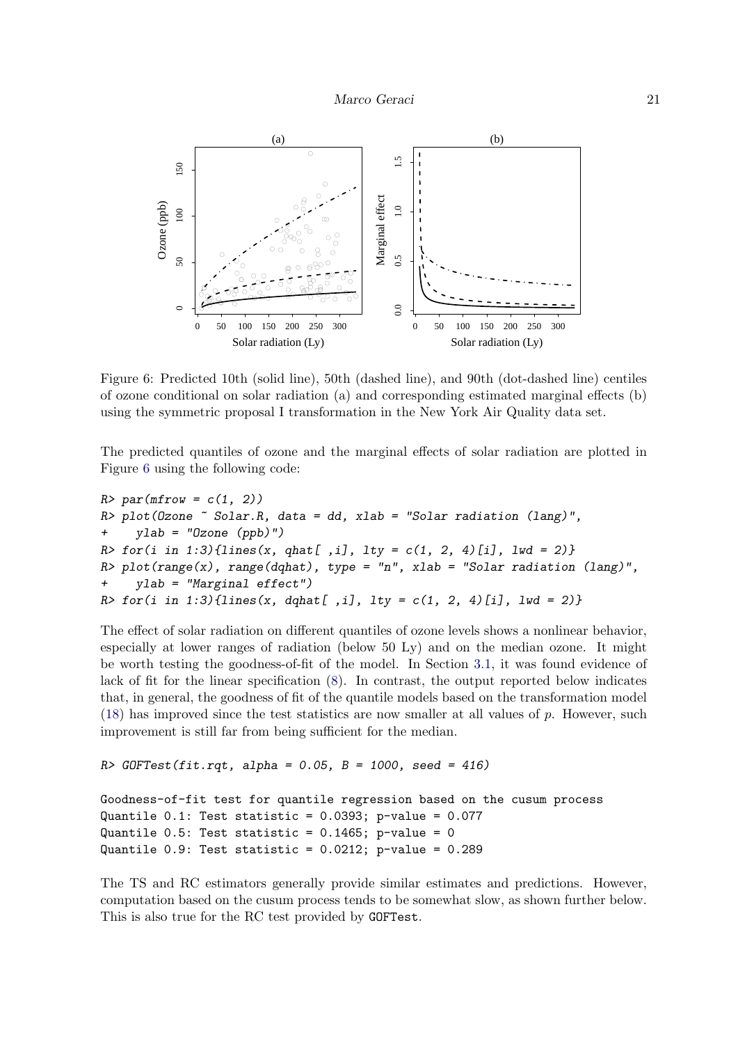Figure 6: Predicted 10th (solid line), 50th (dashed line), and 90th (dot-dashed line) centiles of ozone conditional on solar radiation (a) and corresponding estimated marginal effects (b) using the symmetric proposal I transformation in the New York Air Quality data set.

The predicted quantiles of ozone and the marginal effects of solar radiation are plotted in Figure 6 using the following code:

```
R> par(mfrow = c(1, 2))
R> plot(Ozone ~ Solar.R, data = dd, xlab = "Solar radiation (lang)",
+    ylab = "Ozone (ppb)")
R> for(i in 1:3){lines(x, qhat[ ,i], lty = c(1, 2, 4)[i], lwd = 2)}
R> plot(range(x), range(dqhat), type = "n", xlab = "Solar radiation (lang)",
+    ylab = "Marginal effect")
R> for(i in 1:3){lines(x, dqhat[ ,i], lty = c(1, 2, 4)[i], lwd = 2)}
```

The effect of solar radiation on different quantiles of ozone levels shows a nonlinear behavior, especially at lower ranges of radiation (below 50 Ly) and on the median ozone. It might be worth testing the goodness-of-fit of the model. In Section 3.1, it was found evidence of lack of fit for the linear specification (8). In contrast, the output reported below indicates that, in general, the goodness of fit of the quantile models based on the transformation model (18) has improved since the test statistics are now smaller at all values of $p$. However, such improvement is still far from being sufficient for the median.

```
R> GOFTest(fit.rqt, alpha = 0.05, B = 1000, seed = 416)

Goodness-of-fit test for quantile regression based on the cusum process
Quantile 0.1: Test statistic = 0.0393; p-value = 0.077
Quantile 0.5: Test statistic = 0.1465; p-value = 0
Quantile 0.9: Test statistic = 0.0212; p-value = 0.289
```

The TS and RC estimators generally provide similar estimates and predictions. However, computation based on the cusum process tends to be somewhat slow, as shown further below. This is also true for the RC test provided by `GOFTest`.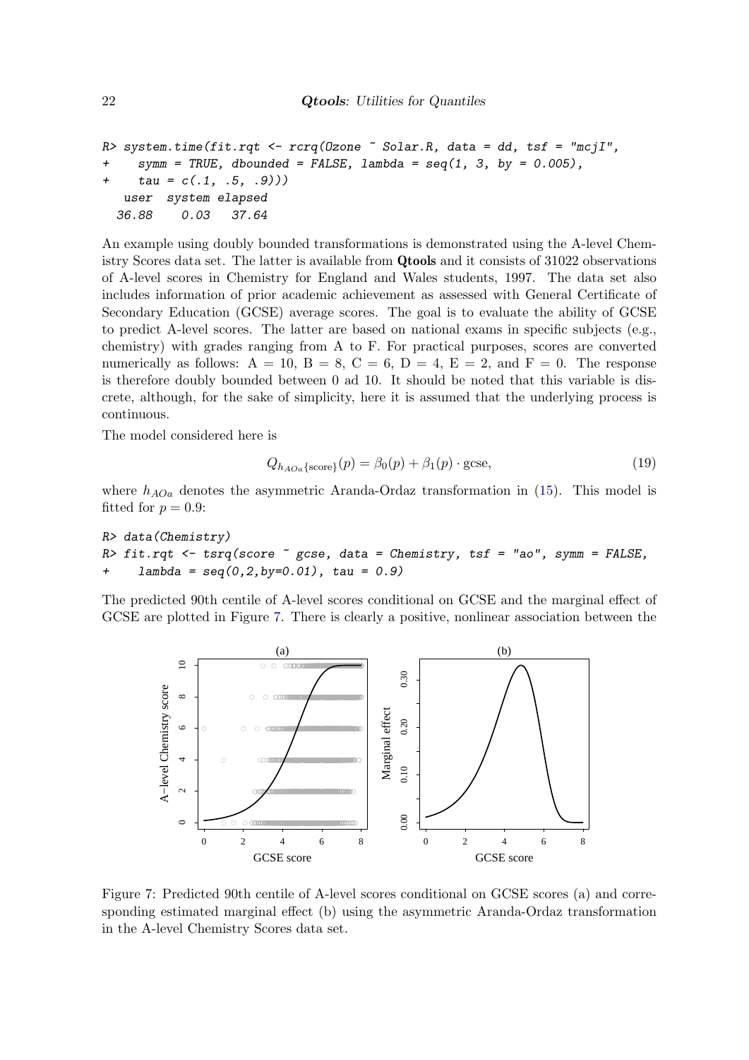```
R> system.time(fit.rqt <- rcrq(Ozone ~ Solar.R, data = dd, tsf = "mcjI",
+    symm = TRUE, dbounded = FALSE, lambda = seq(1, 3, by = 0.005),
+    tau = c(.1, .5, .9)))
   user  system elapsed
  36.88    0.03   37.64
```

An example using doubly bounded transformations is demonstrated using the A-level Chemistry Scores data set. The latter is available from **Qtools** and it consists of 31022 observations of A-level scores in Chemistry for England and Wales students, 1997. The data set also includes information of prior academic achievement as assessed with General Certificate of Secondary Education (GCSE) average scores. The goal is to evaluate the ability of GCSE to predict A-level scores. The latter are based on national exams in specific subjects (e.g., chemistry) with grades ranging from A to F. For practical purposes, scores are converted numerically as follows: A = 10, B = 8, C = 6, D = 4, E = 2, and F = 0. The response is therefore doubly bounded between 0 ad 10. It should be noted that this variable is discrete, although, for the sake of simplicity, here it is assumed that the underlying process is continuous.

The model considered here is

$$Q_{h_{AOa}\{\text{score}\}}(p) = \beta_0(p) + \beta_1(p) \cdot \text{gcse}, \tag{19}$$

where $h_{AOa}$ denotes the asymmetric Aranda-Ordaz transformation in (15). This model is fitted for $p = 0.9$:

```
R> data(Chemistry)
R> fit.rqt <- tsrq(score ~ gcse, data = Chemistry, tsf = "ao", symm = FALSE,
+    lambda = seq(0,2,by=0.01), tau = 0.9)
```

The predicted 90th centile of A-level scores conditional on GCSE and the marginal effect of GCSE are plotted in Figure 7. There is clearly a positive, nonlinear association between the

Figure 7: Predicted 90th centile of A-level scores conditional on GCSE scores (a) and corresponding estimated marginal effect (b) using the asymmetric Aranda-Ordaz transformation in the A-level Chemistry Scores data set.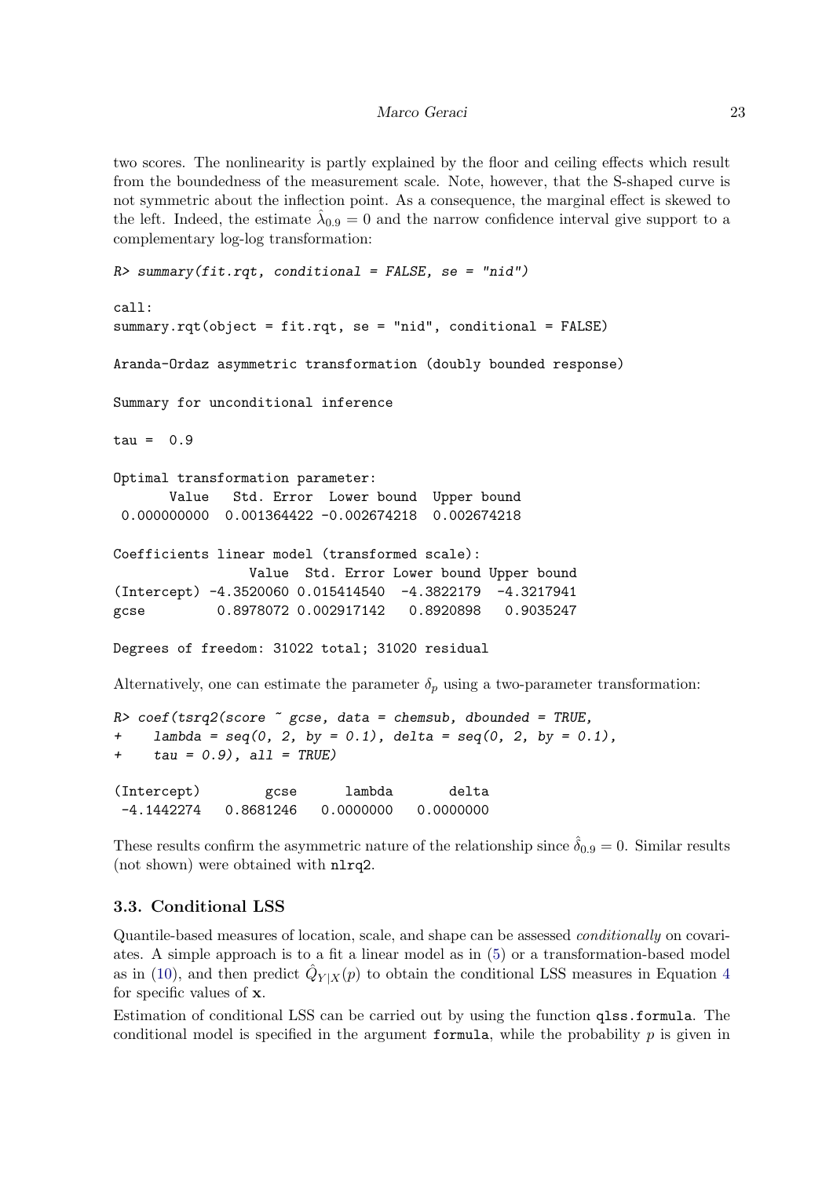two scores. The nonlinearity is partly explained by the floor and ceiling effects which result from the boundedness of the measurement scale. Note, however, that the S-shaped curve is not symmetric about the inflection point. As a consequence, the marginal effect is skewed to the left. Indeed, the estimate $\hat{\lambda}_{0.9} = 0$ and the narrow confidence interval give support to a complementary log-log transformation:

```
R> summary(fit.rqt, conditional = FALSE, se = "nid")

call:
summary.rqt(object = fit.rqt, se = "nid", conditional = FALSE)

Aranda-Ordaz asymmetric transformation (doubly bounded response)

Summary for unconditional inference

tau =  0.9

Optimal transformation parameter:
       Value   Std. Error  Lower bound  Upper bound
 0.000000000  0.001364422 -0.002674218  0.002674218

Coefficients linear model (transformed scale):
                 Value  Std. Error Lower bound Upper bound
(Intercept) -4.3520060 0.015414540  -4.3822179  -4.3217941
gcse         0.8978072 0.002917142   0.8920898   0.9035247

Degrees of freedom: 31022 total; 31020 residual
```

Alternatively, one can estimate the parameter $\delta_p$ using a two-parameter transformation:

```
R> coef(tsrq2(score ~ gcse, data = chemsub, dbounded = TRUE,
+    lambda = seq(0, 2, by = 0.1), delta = seq(0, 2, by = 0.1),
+    tau = 0.9), all = TRUE)

(Intercept)        gcse      lambda       delta
 -4.1442274   0.8681246   0.0000000   0.0000000
```

These results confirm the asymmetric nature of the relationship since $\hat{\delta}_{0.9} = 0$. Similar results (not shown) were obtained with nlrq2.

### 3.3. Conditional LSS

Quantile-based measures of location, scale, and shape can be assessed *conditionally* on covariates. A simple approach is to a fit a linear model as in (5) or a transformation-based model as in (10), and then predict $\hat{Q}_{Y|X}(p)$ to obtain the conditional LSS measures in Equation 4 for specific values of $\mathbf{x}$.

Estimation of conditional LSS can be carried out by using the function qlss.formula. The conditional model is specified in the argument formula, while the probability $p$ is given in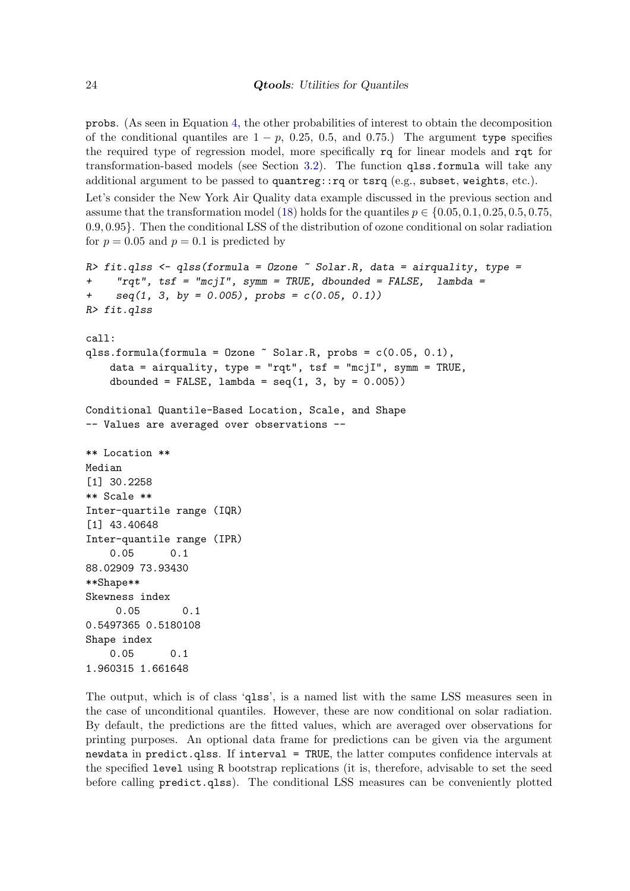probs. (As seen in Equation 4, the other probabilities of interest to obtain the decomposition of the conditional quantiles are $1 - p$, 0.25, 0.5, and 0.75.) The argument type specifies the required type of regression model, more specifically rq for linear models and rqt for transformation-based models (see Section 3.2). The function qlss.formula will take any additional argument to be passed to quantreg::rq or tsrq (e.g., subset, weights, etc.).

Let's consider the New York Air Quality data example discussed in the previous section and assume that the transformation model (18) holds for the quantiles $p \in \{0.05, 0.1, 0.25, 0.5, 0.75, 0.9, 0.95\}$. Then the conditional LSS of the distribution of ozone conditional on solar radiation for $p = 0.05$ and $p = 0.1$ is predicted by

```
R> fit.qlss <- qlss(formula = Ozone ~ Solar.R, data = airquality, type =
+    "rqt", tsf = "mcjI", symm = TRUE, dbounded = FALSE,  lambda =
+    seq(1, 3, by = 0.005), probs = c(0.05, 0.1))
R> fit.qlss

call:
qlss.formula(formula = Ozone ~ Solar.R, probs = c(0.05, 0.1),
    data = airquality, type = "rqt", tsf = "mcjI", symm = TRUE,
    dbounded = FALSE, lambda = seq(1, 3, by = 0.005))

Conditional Quantile-Based Location, Scale, and Shape
-- Values are averaged over observations --

** Location **
Median
[1] 30.2258
** Scale **
Inter-quartile range (IQR)
[1] 43.40648
Inter-quantile range (IPR)
    0.05      0.1
88.02909 73.93430
**Shape**
Skewness index
     0.05       0.1
0.5497365 0.5180108
Shape index
    0.05      0.1
1.960315 1.661648
```

The output, which is of class 'qlss', is a named list with the same LSS measures seen in the case of unconditional quantiles. However, these are now conditional on solar radiation. By default, the predictions are the fitted values, which are averaged over observations for printing purposes. An optional data frame for predictions can be given via the argument newdata in predict.qlss. If interval = TRUE, the latter computes confidence intervals at the specified level using R bootstrap replications (it is, therefore, advisable to set the seed before calling predict.qlss). The conditional LSS measures can be conveniently plotted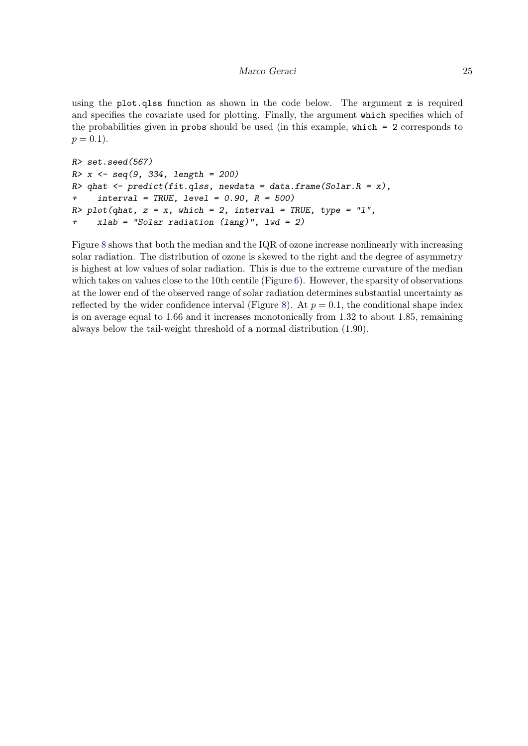using the `plot.qlss` function as shown in the code below. The argument `z` is required and specifies the covariate used for plotting. Finally, the argument `which` specifies which of the probabilities given in `probs` should be used (in this example, `which = 2` corresponds to $p = 0.1$).

```
R> set.seed(567)
R> x <- seq(9, 334, length = 200)
R> qhat <- predict(fit.qlss, newdata = data.frame(Solar.R = x),
+    interval = TRUE, level = 0.90, R = 500)
R> plot(qhat, z = x, which = 2, interval = TRUE, type = "l",
+    xlab = "Solar radiation (lang)", lwd = 2)
```

Figure 8 shows that both the median and the IQR of ozone increase nonlinearly with increasing solar radiation. The distribution of ozone is skewed to the right and the degree of asymmetry is highest at low values of solar radiation. This is due to the extreme curvature of the median which takes on values close to the 10th centile (Figure 6). However, the sparsity of observations at the lower end of the observed range of solar radiation determines substantial uncertainty as reflected by the wider confidence interval (Figure 8). At $p = 0.1$, the conditional shape index is on average equal to 1.66 and it increases monotonically from 1.32 to about 1.85, remaining always below the tail-weight threshold of a normal distribution (1.90).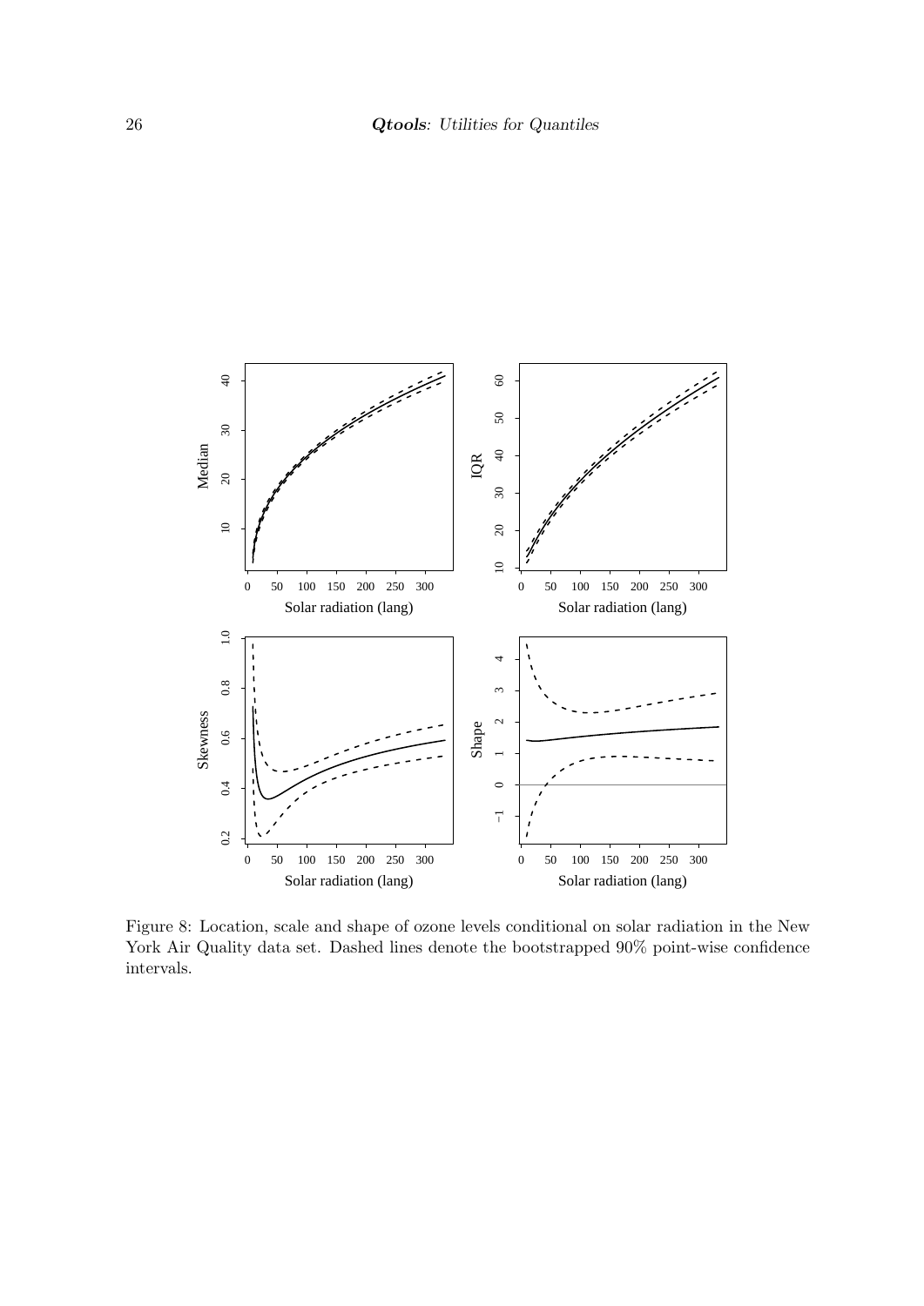Figure 8: Location, scale and shape of ozone levels conditional on solar radiation in the New York Air Quality data set. Dashed lines denote the bootstrapped 90% point-wise confidence intervals.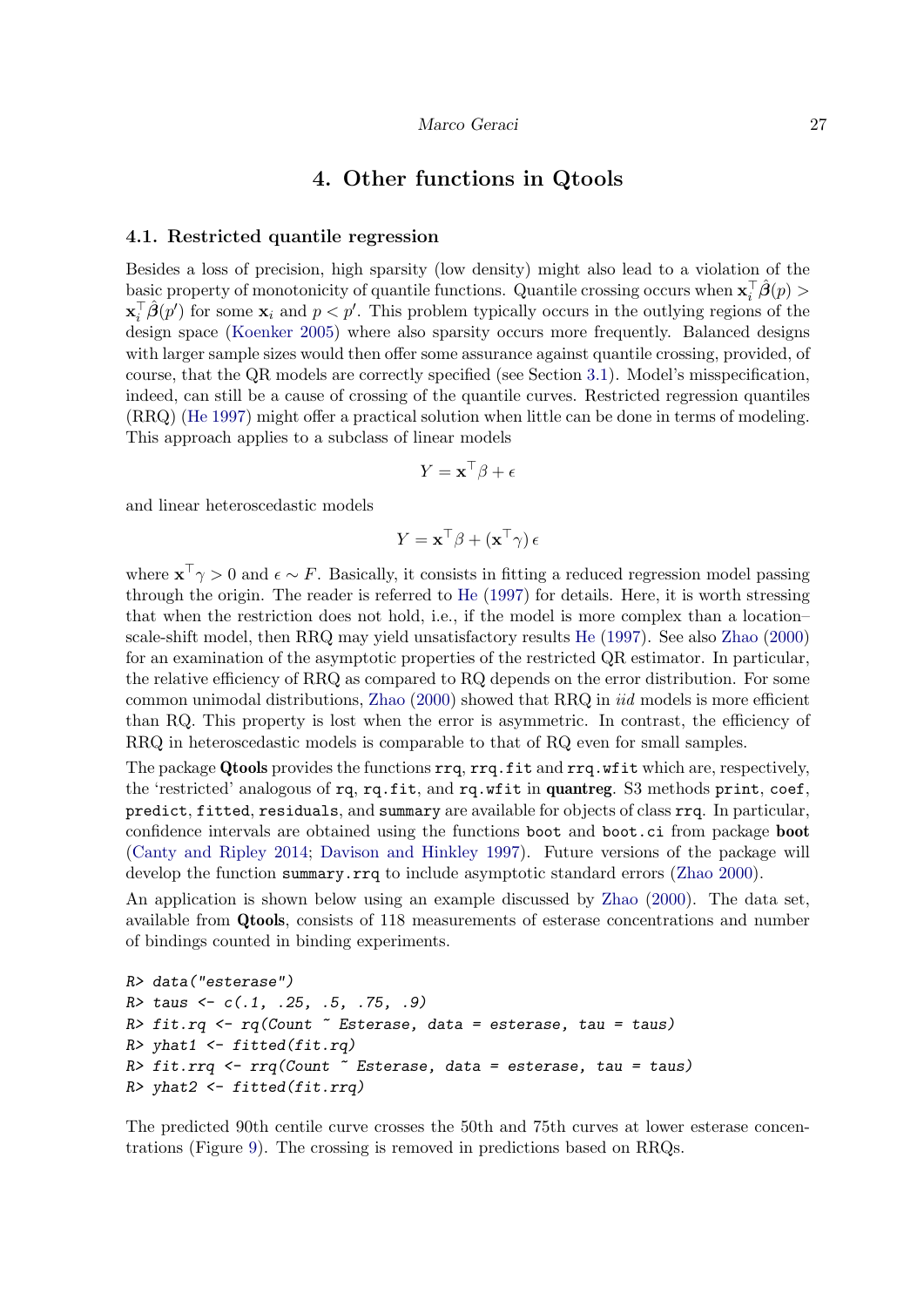# 4. Other functions in Qtools

## 4.1. Restricted quantile regression

Besides a loss of precision, high sparsity (low density) might also lead to a violation of the basic property of monotonicity of quantile functions. Quantile crossing occurs when $\mathbf{x}_i^\top \hat{\boldsymbol{\beta}}(p) > \mathbf{x}_i^\top \hat{\boldsymbol{\beta}}(p')$ for some $\mathbf{x}_i$ and $p < p'$. This problem typically occurs in the outlying regions of the design space (Koenker 2005) where also sparsity occurs more frequently. Balanced designs with larger sample sizes would then offer some assurance against quantile crossing, provided, of course, that the QR models are correctly specified (see Section 3.1). Model's misspecification, indeed, can still be a cause of crossing of the quantile curves. Restricted regression quantiles (RRQ) (He 1997) might offer a practical solution when little can be done in terms of modeling. This approach applies to a subclass of linear models

$$Y = \mathbf{x}^\top \beta + \epsilon$$

and linear heteroscedastic models

$$Y = \mathbf{x}^\top \beta + (\mathbf{x}^\top \gamma)\,\epsilon$$

where $\mathbf{x}^\top \gamma > 0$ and $\epsilon \sim F$. Basically, it consists in fitting a reduced regression model passing through the origin. The reader is referred to He (1997) for details. Here, it is worth stressing that when the restriction does not hold, i.e., if the model is more complex than a location–scale-shift model, then RRQ may yield unsatisfactory results He (1997). See also Zhao (2000) for an examination of the asymptotic properties of the restricted QR estimator. In particular, the relative efficiency of RRQ as compared to RQ depends on the error distribution. For some common unimodal distributions, Zhao (2000) showed that RRQ in *iid* models is more efficient than RQ. This property is lost when the error is asymmetric. In contrast, the efficiency of RRQ in heteroscedastic models is comparable to that of RQ even for small samples.

The package **Qtools** provides the functions `rrq`, `rrq.fit` and `rrq.wfit` which are, respectively, the 'restricted' analogous of `rq`, `rq.fit`, and `rq.wfit` in **quantreg**. S3 methods `print`, `coef`, `predict`, `fitted`, `residuals`, and `summary` are available for objects of class `rrq`. In particular, confidence intervals are obtained using the functions `boot` and `boot.ci` from package **boot** (Canty and Ripley 2014; Davison and Hinkley 1997). Future versions of the package will develop the function `summary.rrq` to include asymptotic standard errors (Zhao 2000).

An application is shown below using an example discussed by Zhao (2000). The data set, available from **Qtools**, consists of 118 measurements of esterase concentrations and number of bindings counted in binding experiments.

```
R> data("esterase")
R> taus <- c(.1, .25, .5, .75, .9)
R> fit.rq <- rq(Count ~ Esterase, data = esterase, tau = taus)
R> yhat1 <- fitted(fit.rq)
R> fit.rrq <- rrq(Count ~ Esterase, data = esterase, tau = taus)
R> yhat2 <- fitted(fit.rrq)
```

The predicted 90th centile curve crosses the 50th and 75th curves at lower esterase concentrations (Figure 9). The crossing is removed in predictions based on RRQs.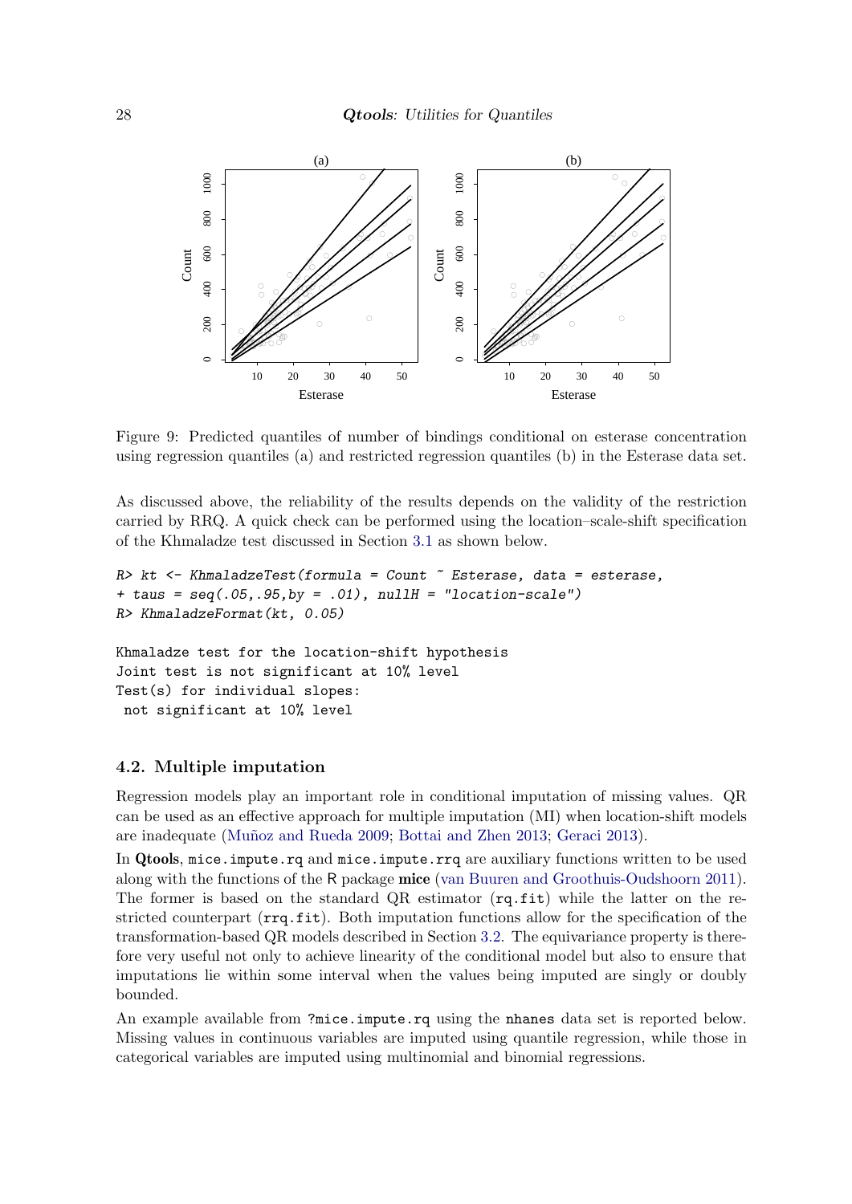Figure 9: Predicted quantiles of number of bindings conditional on esterase concentration using regression quantiles (a) and restricted regression quantiles (b) in the Esterase data set.

As discussed above, the reliability of the results depends on the validity of the restriction carried by RRQ. A quick check can be performed using the location–scale-shift specification of the Khmaladze test discussed in Section 3.1 as shown below.

```
R> kt <- KhmaladzeTest(formula = Count ~ Esterase, data = esterase,
+ taus = seq(.05,.95,by = .01), nullH = "location-scale")
R> KhmaladzeFormat(kt, 0.05)

Khmaladze test for the location-shift hypothesis
Joint test is not significant at 10% level
Test(s) for individual slopes:
 not significant at 10% level
```

### 4.2. Multiple imputation

Regression models play an important role in conditional imputation of missing values. QR can be used as an effective approach for multiple imputation (MI) when location-shift models are inadequate (Muñoz and Rueda 2009; Bottai and Zhen 2013; Geraci 2013).

In **Qtools**, `mice.impute.rq` and `mice.impute.rrq` are auxiliary functions written to be used along with the functions of the R package **mice** (van Buuren and Groothuis-Oudshoorn 2011). The former is based on the standard QR estimator (`rq.fit`) while the latter on the restricted counterpart (`rrq.fit`). Both imputation functions allow for the specification of the transformation-based QR models described in Section 3.2. The equivariance property is therefore very useful not only to achieve linearity of the conditional model but also to ensure that imputations lie within some interval when the values being imputed are singly or doubly bounded.

An example available from `?mice.impute.rq` using the `nhanes` data set is reported below. Missing values in continuous variables are imputed using quantile regression, while those in categorical variables are imputed using multinomial and binomial regressions.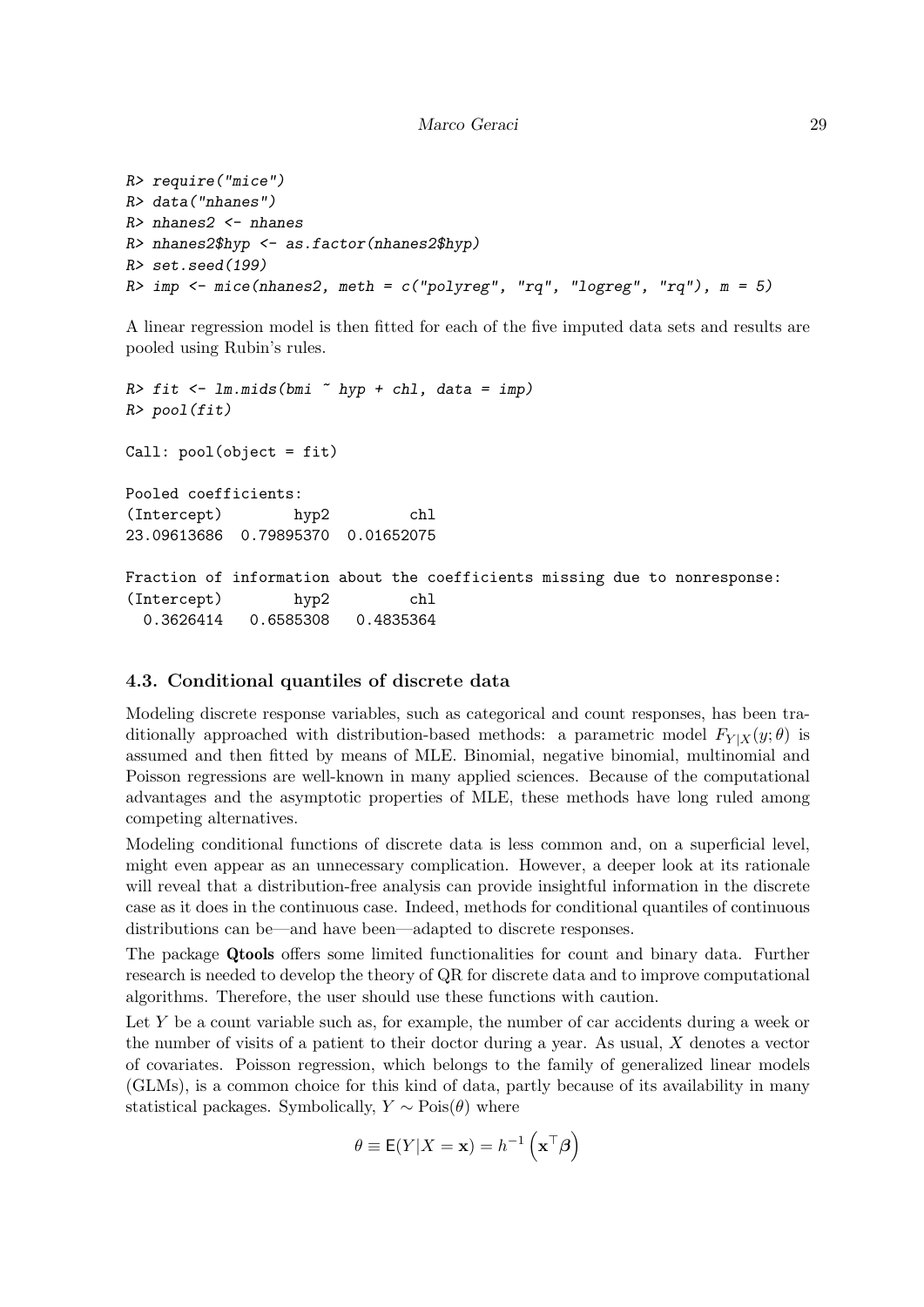```
R> require("mice")
R> data("nhanes")
R> nhanes2 <- nhanes
R> nhanes2$hyp <- as.factor(nhanes2$hyp)
R> set.seed(199)
R> imp <- mice(nhanes2, meth = c("polyreg", "rq", "logreg", "rq"), m = 5)
```

A linear regression model is then fitted for each of the five imputed data sets and results are pooled using Rubin's rules.

```
R> fit <- lm.mids(bmi ~ hyp + chl, data = imp)
R> pool(fit)

Call: pool(object = fit)

Pooled coefficients:
(Intercept)        hyp2         chl
23.09613686  0.79895370  0.01652075

Fraction of information about the coefficients missing due to nonresponse:
(Intercept)        hyp2         chl
  0.3626414   0.6585308   0.4835364
```

### 4.3. Conditional quantiles of discrete data

Modeling discrete response variables, such as categorical and count responses, has been traditionally approached with distribution-based methods: a parametric model $F_{Y|X}(y;\theta)$ is assumed and then fitted by means of MLE. Binomial, negative binomial, multinomial and Poisson regressions are well-known in many applied sciences. Because of the computational advantages and the asymptotic properties of MLE, these methods have long ruled among competing alternatives.

Modeling conditional functions of discrete data is less common and, on a superficial level, might even appear as an unnecessary complication. However, a deeper look at its rationale will reveal that a distribution-free analysis can provide insightful information in the discrete case as it does in the continuous case. Indeed, methods for conditional quantiles of continuous distributions can be—and have been—adapted to discrete responses.

The package **Qtools** offers some limited functionalities for count and binary data. Further research is needed to develop the theory of QR for discrete data and to improve computational algorithms. Therefore, the user should use these functions with caution.

Let $Y$ be a count variable such as, for example, the number of car accidents during a week or the number of visits of a patient to their doctor during a year. As usual, $X$ denotes a vector of covariates. Poisson regression, which belongs to the family of generalized linear models (GLMs), is a common choice for this kind of data, partly because of its availability in many statistical packages. Symbolically, $Y \sim \text{Pois}(\theta)$ where

$$\theta \equiv \mathsf{E}(Y|X = \mathbf{x}) = h^{-1}\left(\mathbf{x}^{\top}\boldsymbol{\beta}\right)$$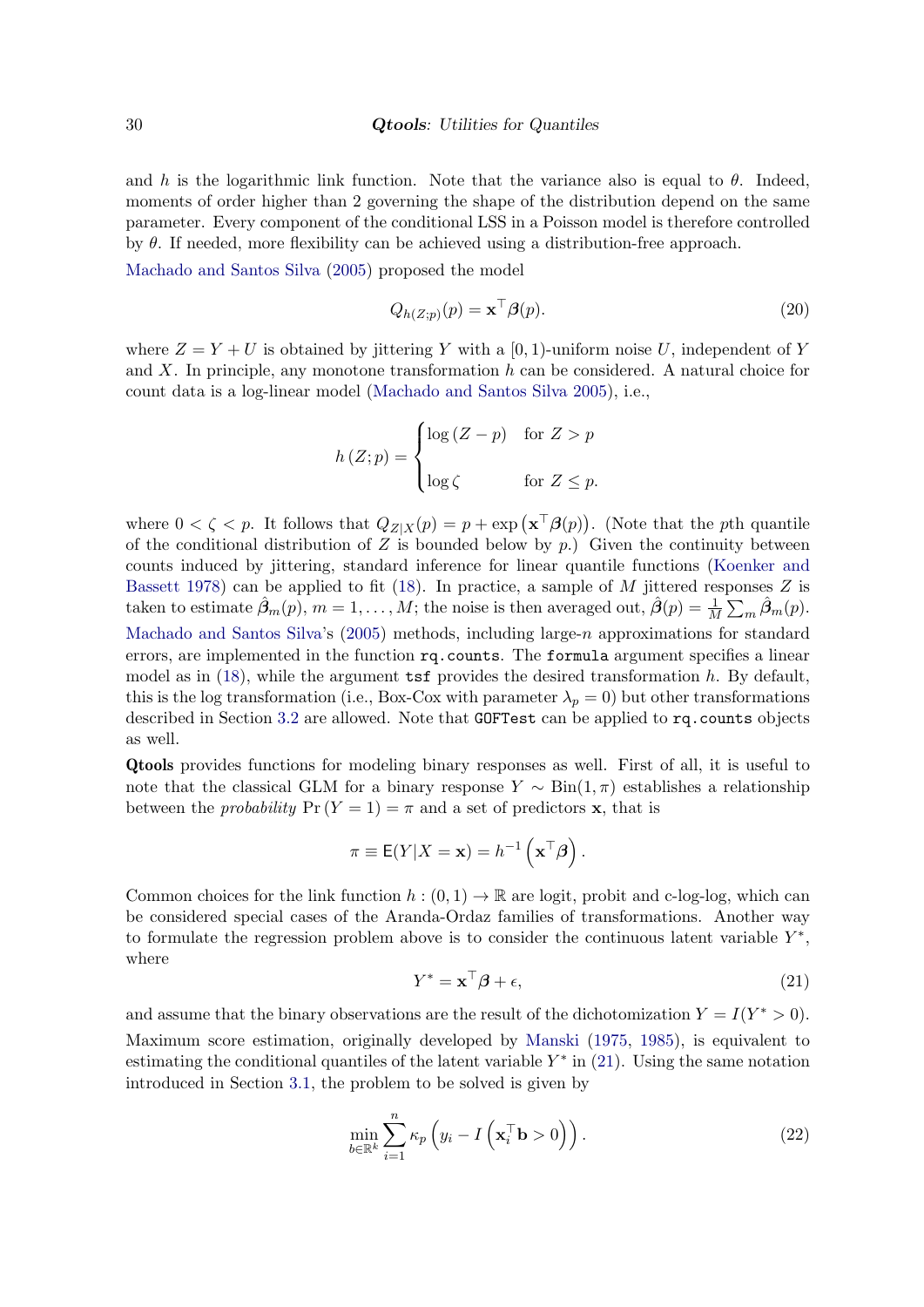and $h$ is the logarithmic link function. Note that the variance also is equal to $\theta$. Indeed, moments of order higher than 2 governing the shape of the distribution depend on the same parameter. Every component of the conditional LSS in a Poisson model is therefore controlled by $\theta$. If needed, more flexibility can be achieved using a distribution-free approach.

Machado and Santos Silva (2005) proposed the model

$$Q_{h(Z;p)}(p) = \mathbf{x}^{\top}\boldsymbol{\beta}(p). \tag{20}$$

where $Z = Y + U$ is obtained by jittering $Y$ with a $[0,1)$-uniform noise $U$, independent of $Y$ and $X$. In principle, any monotone transformation $h$ can be considered. A natural choice for count data is a log-linear model (Machado and Santos Silva 2005), i.e.,

$$h(Z;p) = \begin{cases} \log(Z - p) & \text{for } Z > p \\ \\ \log \zeta & \text{for } Z \leq p. \end{cases}$$

where $0 < \zeta < p$. It follows that $Q_{Z|X}(p) = p + \exp\left(\mathbf{x}^{\top}\boldsymbol{\beta}(p)\right)$. (Note that the $p$th quantile of the conditional distribution of $Z$ is bounded below by $p$.) Given the continuity between counts induced by jittering, standard inference for linear quantile functions (Koenker and Bassett 1978) can be applied to fit (18). In practice, a sample of $M$ jittered responses $Z$ is taken to estimate $\hat{\boldsymbol{\beta}}_m(p)$, $m = 1, \ldots, M$; the noise is then averaged out, $\hat{\boldsymbol{\beta}}(p) = \frac{1}{M}\sum_m \hat{\boldsymbol{\beta}}_m(p)$. Machado and Santos Silva's (2005) methods, including large-$n$ approximations for standard errors, are implemented in the function `rq.counts`. The `formula` argument specifies a linear model as in (18), while the argument `tsf` provides the desired transformation $h$. By default, this is the log transformation (i.e., Box-Cox with parameter $\lambda_p = 0$) but other transformations described in Section 3.2 are allowed. Note that `GOFTest` can be applied to `rq.counts` objects as well.

**Qtools** provides functions for modeling binary responses as well. First of all, it is useful to note that the classical GLM for a binary response $Y \sim \text{Bin}(1, \pi)$ establishes a relationship between the *probability* $\Pr(Y = 1) = \pi$ and a set of predictors $\mathbf{x}$, that is

$$\pi \equiv \mathsf{E}(Y|X = \mathbf{x}) = h^{-1}\left(\mathbf{x}^{\top}\boldsymbol{\beta}\right).$$

Common choices for the link function $h : (0,1) \to \mathbb{R}$ are logit, probit and c-log-log, which can be considered special cases of the Aranda-Ordaz families of transformations. Another way to formulate the regression problem above is to consider the continuous latent variable $Y^*$, where

$$Y^* = \mathbf{x}^{\top}\boldsymbol{\beta} + \epsilon, \tag{21}$$

and assume that the binary observations are the result of the dichotomization $Y = I(Y^* > 0)$. Maximum score estimation, originally developed by Manski (1975, 1985), is equivalent to estimating the conditional quantiles of the latent variable $Y^*$ in (21). Using the same notation introduced in Section 3.1, the problem to be solved is given by

$$\min_{b \in \mathbb{R}^k} \sum_{i=1}^{n} \kappa_p\left(y_i - I\left(\mathbf{x}_i^{\top}\mathbf{b} > 0\right)\right). \tag{22}$$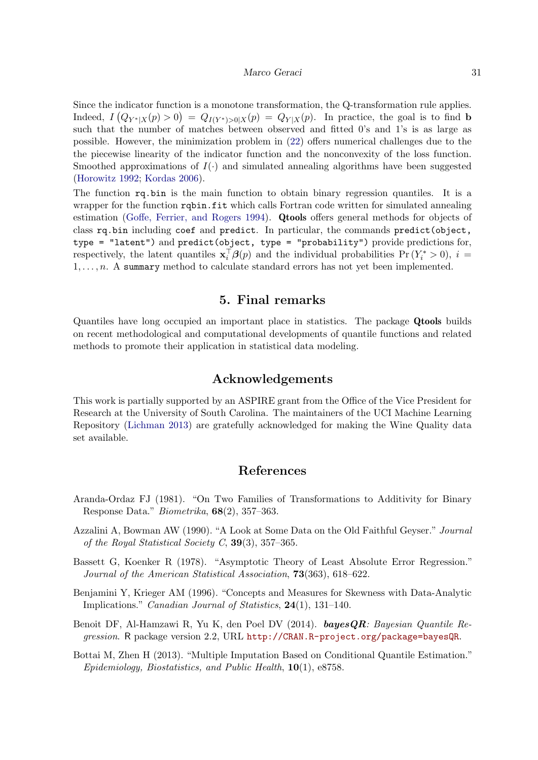Since the indicator function is a monotone transformation, the Q-transformation rule applies. Indeed, $I\left(Q_{Y^*|X}(p) > 0\right) = Q_{I(Y^*)>0|X}(p) = Q_{Y|X}(p)$. In practice, the goal is to find $\mathbf{b}$ such that the number of matches between observed and fitted 0's and 1's is as large as possible. However, the minimization problem in (22) offers numerical challenges due to the the piecewise linearity of the indicator function and the nonconvexity of the loss function. Smoothed approximations of $I(\cdot)$ and simulated annealing algorithms have been suggested (Horowitz 1992; Kordas 2006).

The function `rq.bin` is the main function to obtain binary regression quantiles. It is a wrapper for the function `rqbin.fit` which calls Fortran code written for simulated annealing estimation (Goffe, Ferrier, and Rogers 1994). **Qtools** offers general methods for objects of class `rq.bin` including `coef` and `predict`. In particular, the commands `predict(object, type = "latent")` and `predict(object, type = "probability")` provide predictions for, respectively, the latent quantiles $\mathbf{x}_i^\top \boldsymbol{\beta}(p)$ and the individual probabilities $\Pr(Y_i^* > 0)$, $i = 1, \ldots, n$. A `summary` method to calculate standard errors has not yet been implemented.

# 5. Final remarks

Quantiles have long occupied an important place in statistics. The package **Qtools** builds on recent methodological and computational developments of quantile functions and related methods to promote their application in statistical data modeling.

# Acknowledgements

This work is partially supported by an ASPIRE grant from the Office of the Vice President for Research at the University of South Carolina. The maintainers of the UCI Machine Learning Repository (Lichman 2013) are gratefully acknowledged for making the Wine Quality data set available.

# References

Aranda-Ordaz FJ (1981). "On Two Families of Transformations to Additivity for Binary Response Data." *Biometrika*, **68**(2), 357–363.

Azzalini A, Bowman AW (1990). "A Look at Some Data on the Old Faithful Geyser." *Journal of the Royal Statistical Society C*, **39**(3), 357–365.

Bassett G, Koenker R (1978). "Asymptotic Theory of Least Absolute Error Regression." *Journal of the American Statistical Association*, **73**(363), 618–622.

Benjamini Y, Krieger AM (1996). "Concepts and Measures for Skewness with Data-Analytic Implications." *Canadian Journal of Statistics*, **24**(1), 131–140.

Benoit DF, Al-Hamzawi R, Yu K, den Poel DV (2014). ***bayesQR**: Bayesian Quantile Regression*. R package version 2.2, URL http://CRAN.R-project.org/package=bayesQR.

Bottai M, Zhen H (2013). "Multiple Imputation Based on Conditional Quantile Estimation." *Epidemiology, Biostatistics, and Public Health*, **10**(1), e8758.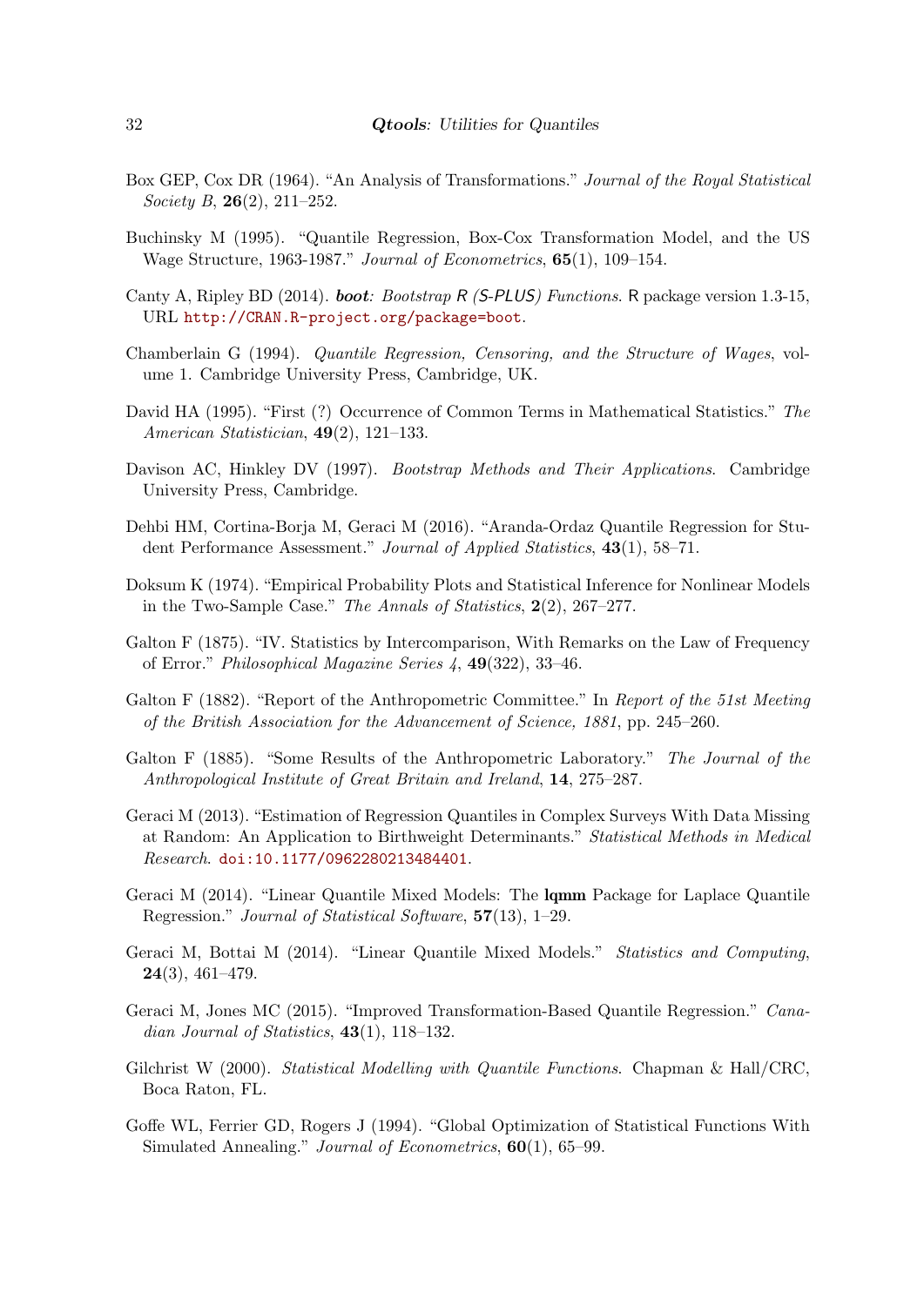Box GEP, Cox DR (1964). "An Analysis of Transformations." *Journal of the Royal Statistical Society B*, **26**(2), 211–252.

Buchinsky M (1995). "Quantile Regression, Box-Cox Transformation Model, and the US Wage Structure, 1963-1987." *Journal of Econometrics*, **65**(1), 109–154.

Canty A, Ripley BD (2014). ***boot**: Bootstrap R (S-PLUS) Functions*. R package version 1.3-15, URL http://CRAN.R-project.org/package=boot.

Chamberlain G (1994). *Quantile Regression, Censoring, and the Structure of Wages*, volume 1. Cambridge University Press, Cambridge, UK.

David HA (1995). "First (?) Occurrence of Common Terms in Mathematical Statistics." *The American Statistician*, **49**(2), 121–133.

Davison AC, Hinkley DV (1997). *Bootstrap Methods and Their Applications*. Cambridge University Press, Cambridge.

Dehbi HM, Cortina-Borja M, Geraci M (2016). "Aranda-Ordaz Quantile Regression for Student Performance Assessment." *Journal of Applied Statistics*, **43**(1), 58–71.

Doksum K (1974). "Empirical Probability Plots and Statistical Inference for Nonlinear Models in the Two-Sample Case." *The Annals of Statistics*, **2**(2), 267–277.

Galton F (1875). "IV. Statistics by Intercomparison, With Remarks on the Law of Frequency of Error." *Philosophical Magazine Series 4*, **49**(322), 33–46.

Galton F (1882). "Report of the Anthropometric Committee." In *Report of the 51st Meeting of the British Association for the Advancement of Science, 1881*, pp. 245–260.

Galton F (1885). "Some Results of the Anthropometric Laboratory." *The Journal of the Anthropological Institute of Great Britain and Ireland*, **14**, 275–287.

Geraci M (2013). "Estimation of Regression Quantiles in Complex Surveys With Data Missing at Random: An Application to Birthweight Determinants." *Statistical Methods in Medical Research*. doi:10.1177/0962280213484401.

Geraci M (2014). "Linear Quantile Mixed Models: The **lqmm** Package for Laplace Quantile Regression." *Journal of Statistical Software*, **57**(13), 1–29.

Geraci M, Bottai M (2014). "Linear Quantile Mixed Models." *Statistics and Computing*, **24**(3), 461–479.

Geraci M, Jones MC (2015). "Improved Transformation-Based Quantile Regression." *Canadian Journal of Statistics*, **43**(1), 118–132.

Gilchrist W (2000). *Statistical Modelling with Quantile Functions*. Chapman & Hall/CRC, Boca Raton, FL.

Goffe WL, Ferrier GD, Rogers J (1994). "Global Optimization of Statistical Functions With Simulated Annealing." *Journal of Econometrics*, **60**(1), 65–99.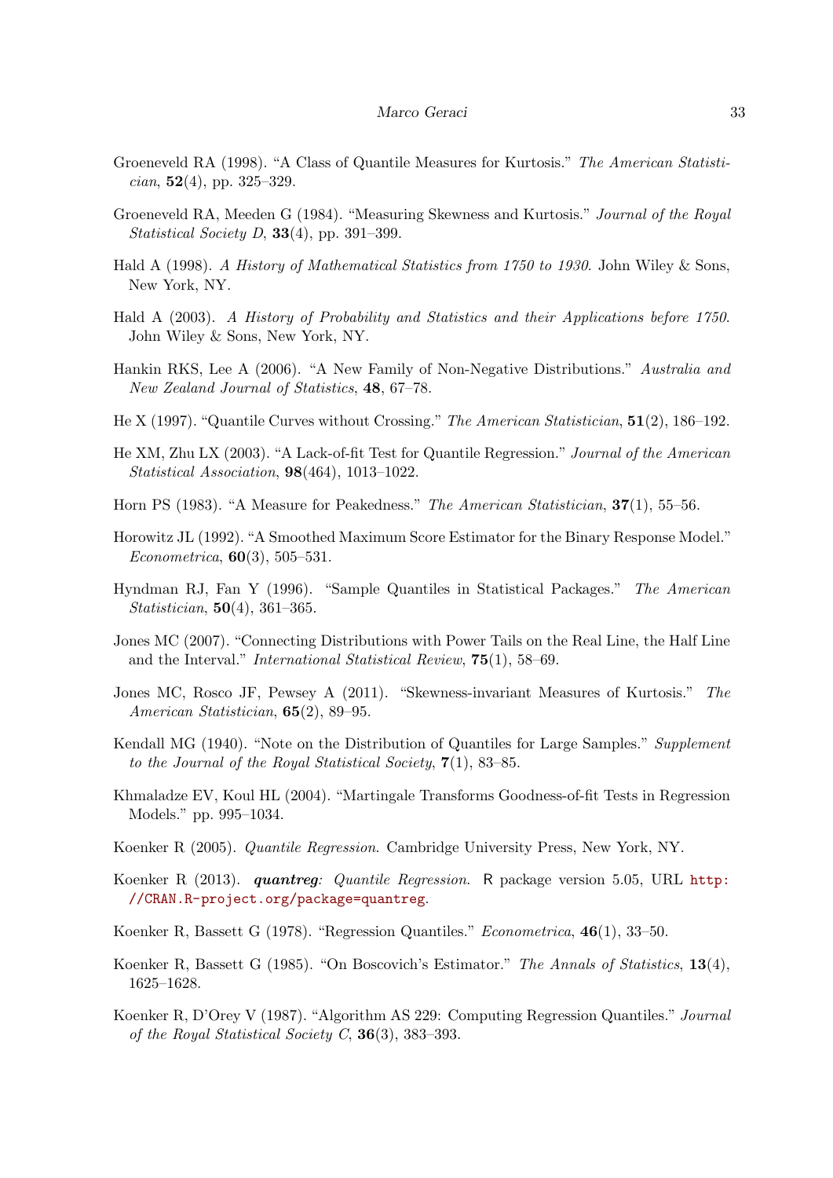Groeneveld RA (1998). "A Class of Quantile Measures for Kurtosis." *The American Statistician*, **52**(4), pp. 325–329.

Groeneveld RA, Meeden G (1984). "Measuring Skewness and Kurtosis." *Journal of the Royal Statistical Society D*, **33**(4), pp. 391–399.

Hald A (1998). *A History of Mathematical Statistics from 1750 to 1930*. John Wiley & Sons, New York, NY.

Hald A (2003). *A History of Probability and Statistics and their Applications before 1750*. John Wiley & Sons, New York, NY.

Hankin RKS, Lee A (2006). "A New Family of Non-Negative Distributions." *Australia and New Zealand Journal of Statistics*, **48**, 67–78.

He X (1997). "Quantile Curves without Crossing." *The American Statistician*, **51**(2), 186–192.

He XM, Zhu LX (2003). "A Lack-of-fit Test for Quantile Regression." *Journal of the American Statistical Association*, **98**(464), 1013–1022.

Horn PS (1983). "A Measure for Peakedness." *The American Statistician*, **37**(1), 55–56.

Horowitz JL (1992). "A Smoothed Maximum Score Estimator for the Binary Response Model." *Econometrica*, **60**(3), 505–531.

Hyndman RJ, Fan Y (1996). "Sample Quantiles in Statistical Packages." *The American Statistician*, **50**(4), 361–365.

Jones MC (2007). "Connecting Distributions with Power Tails on the Real Line, the Half Line and the Interval." *International Statistical Review*, **75**(1), 58–69.

Jones MC, Rosco JF, Pewsey A (2011). "Skewness-invariant Measures of Kurtosis." *The American Statistician*, **65**(2), 89–95.

Kendall MG (1940). "Note on the Distribution of Quantiles for Large Samples." *Supplement to the Journal of the Royal Statistical Society*, **7**(1), 83–85.

Khmaladze EV, Koul HL (2004). "Martingale Transforms Goodness-of-fit Tests in Regression Models." pp. 995–1034.

Koenker R (2005). *Quantile Regression*. Cambridge University Press, New York, NY.

Koenker R (2013). ***quantreg**: Quantile Regression*. R package version 5.05, URL http://CRAN.R-project.org/package=quantreg.

Koenker R, Bassett G (1978). "Regression Quantiles." *Econometrica*, **46**(1), 33–50.

Koenker R, Bassett G (1985). "On Boscovich's Estimator." *The Annals of Statistics*, **13**(4), 1625–1628.

Koenker R, D'Orey V (1987). "Algorithm AS 229: Computing Regression Quantiles." *Journal of the Royal Statistical Society C*, **36**(3), 383–393.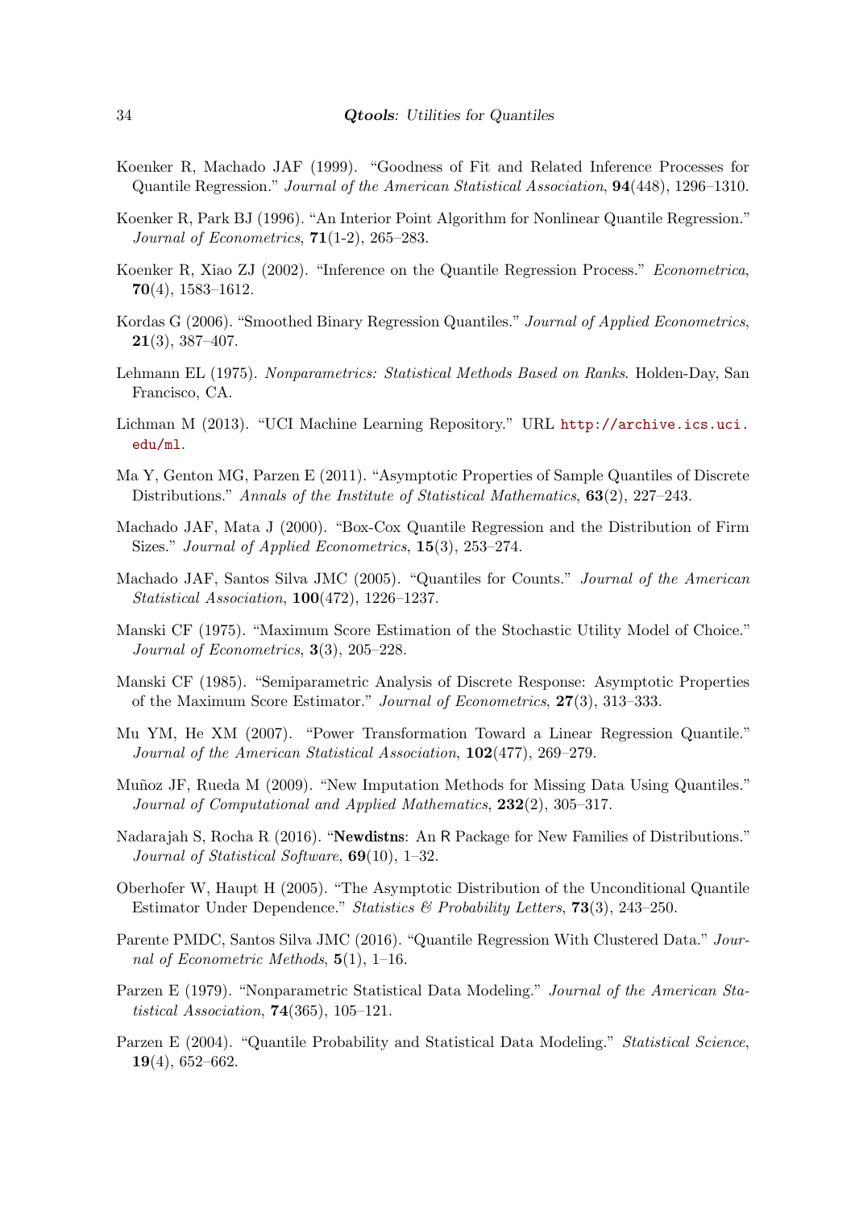Koenker R, Machado JAF (1999). "Goodness of Fit and Related Inference Processes for Quantile Regression." *Journal of the American Statistical Association*, **94**(448), 1296–1310.

Koenker R, Park BJ (1996). "An Interior Point Algorithm for Nonlinear Quantile Regression." *Journal of Econometrics*, **71**(1-2), 265–283.

Koenker R, Xiao ZJ (2002). "Inference on the Quantile Regression Process." *Econometrica*, **70**(4), 1583–1612.

Kordas G (2006). "Smoothed Binary Regression Quantiles." *Journal of Applied Econometrics*, **21**(3), 387–407.

Lehmann EL (1975). *Nonparametrics: Statistical Methods Based on Ranks*. Holden-Day, San Francisco, CA.

Lichman M (2013). "UCI Machine Learning Repository." URL http://archive.ics.uci.edu/ml.

Ma Y, Genton MG, Parzen E (2011). "Asymptotic Properties of Sample Quantiles of Discrete Distributions." *Annals of the Institute of Statistical Mathematics*, **63**(2), 227–243.

Machado JAF, Mata J (2000). "Box-Cox Quantile Regression and the Distribution of Firm Sizes." *Journal of Applied Econometrics*, **15**(3), 253–274.

Machado JAF, Santos Silva JMC (2005). "Quantiles for Counts." *Journal of the American Statistical Association*, **100**(472), 1226–1237.

Manski CF (1975). "Maximum Score Estimation of the Stochastic Utility Model of Choice." *Journal of Econometrics*, **3**(3), 205–228.

Manski CF (1985). "Semiparametric Analysis of Discrete Response: Asymptotic Properties of the Maximum Score Estimator." *Journal of Econometrics*, **27**(3), 313–333.

Mu YM, He XM (2007). "Power Transformation Toward a Linear Regression Quantile." *Journal of the American Statistical Association*, **102**(477), 269–279.

Muñoz JF, Rueda M (2009). "New Imputation Methods for Missing Data Using Quantiles." *Journal of Computational and Applied Mathematics*, **232**(2), 305–317.

Nadarajah S, Rocha R (2016). "**Newdistns**: An R Package for New Families of Distributions." *Journal of Statistical Software*, **69**(10), 1–32.

Oberhofer W, Haupt H (2005). "The Asymptotic Distribution of the Unconditional Quantile Estimator Under Dependence." *Statistics & Probability Letters*, **73**(3), 243–250.

Parente PMDC, Santos Silva JMC (2016). "Quantile Regression With Clustered Data." *Journal of Econometric Methods*, **5**(1), 1–16.

Parzen E (1979). "Nonparametric Statistical Data Modeling." *Journal of the American Statistical Association*, **74**(365), 105–121.

Parzen E (2004). "Quantile Probability and Statistical Data Modeling." *Statistical Science*, **19**(4), 652–662.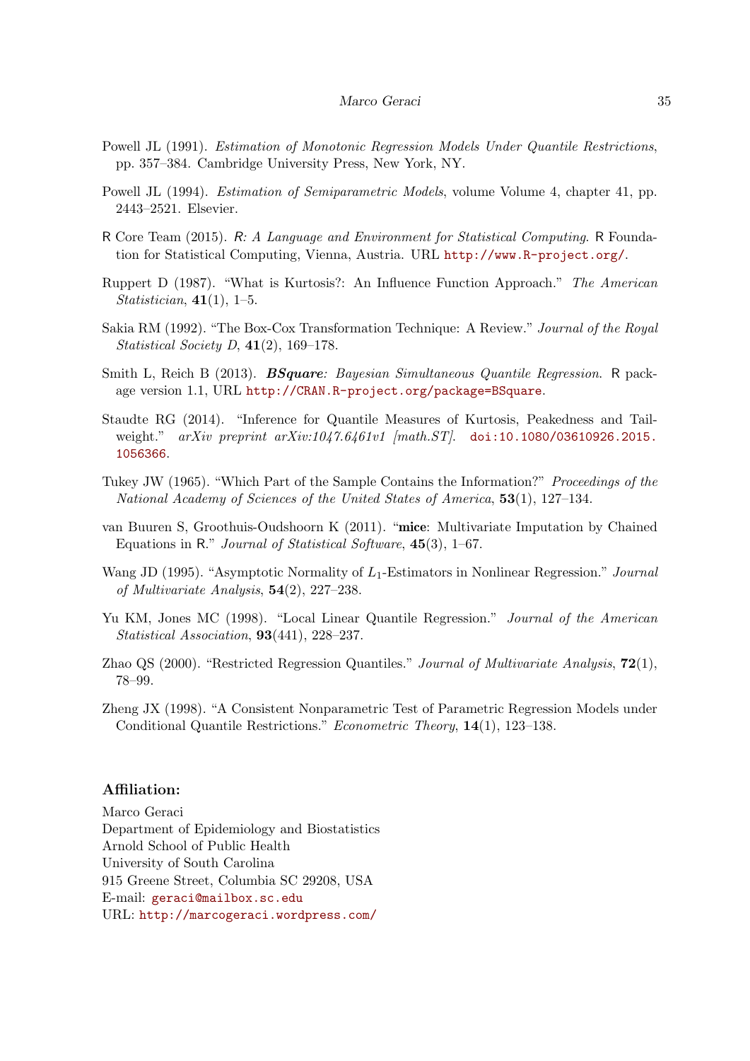Powell JL (1991). *Estimation of Monotonic Regression Models Under Quantile Restrictions*, pp. 357–384. Cambridge University Press, New York, NY.

Powell JL (1994). *Estimation of Semiparametric Models*, volume Volume 4, chapter 41, pp. 2443–2521. Elsevier.

R Core Team (2015). *R: A Language and Environment for Statistical Computing*. R Foundation for Statistical Computing, Vienna, Austria. URL http://www.R-project.org/.

Ruppert D (1987). "What is Kurtosis?: An Influence Function Approach." *The American Statistician*, **41**(1), 1–5.

Sakia RM (1992). "The Box-Cox Transformation Technique: A Review." *Journal of the Royal Statistical Society D*, **41**(2), 169–178.

Smith L, Reich B (2013). ***BSquare**: Bayesian Simultaneous Quantile Regression*. R package version 1.1, URL http://CRAN.R-project.org/package=BSquare.

Staudte RG (2014). "Inference for Quantile Measures of Kurtosis, Peakedness and Tailweight." *arXiv preprint arXiv:1047.6461v1 [math.ST]*. doi:10.1080/03610926.2015.1056366.

Tukey JW (1965). "Which Part of the Sample Contains the Information?" *Proceedings of the National Academy of Sciences of the United States of America*, **53**(1), 127–134.

van Buuren S, Groothuis-Oudshoorn K (2011). "**mice**: Multivariate Imputation by Chained Equations in R." *Journal of Statistical Software*, **45**(3), 1–67.

Wang JD (1995). "Asymptotic Normality of $L_1$-Estimators in Nonlinear Regression." *Journal of Multivariate Analysis*, **54**(2), 227–238.

Yu KM, Jones MC (1998). "Local Linear Quantile Regression." *Journal of the American Statistical Association*, **93**(441), 228–237.

Zhao QS (2000). "Restricted Regression Quantiles." *Journal of Multivariate Analysis*, **72**(1), 78–99.

Zheng JX (1998). "A Consistent Nonparametric Test of Parametric Regression Models under Conditional Quantile Restrictions." *Econometric Theory*, **14**(1), 123–138.

### Affiliation:

Marco Geraci
Department of Epidemiology and Biostatistics
Arnold School of Public Health
University of South Carolina
915 Greene Street, Columbia SC 29208, USA
E-mail: geraci@mailbox.sc.edu
URL: http://marcogeraci.wordpress.com/